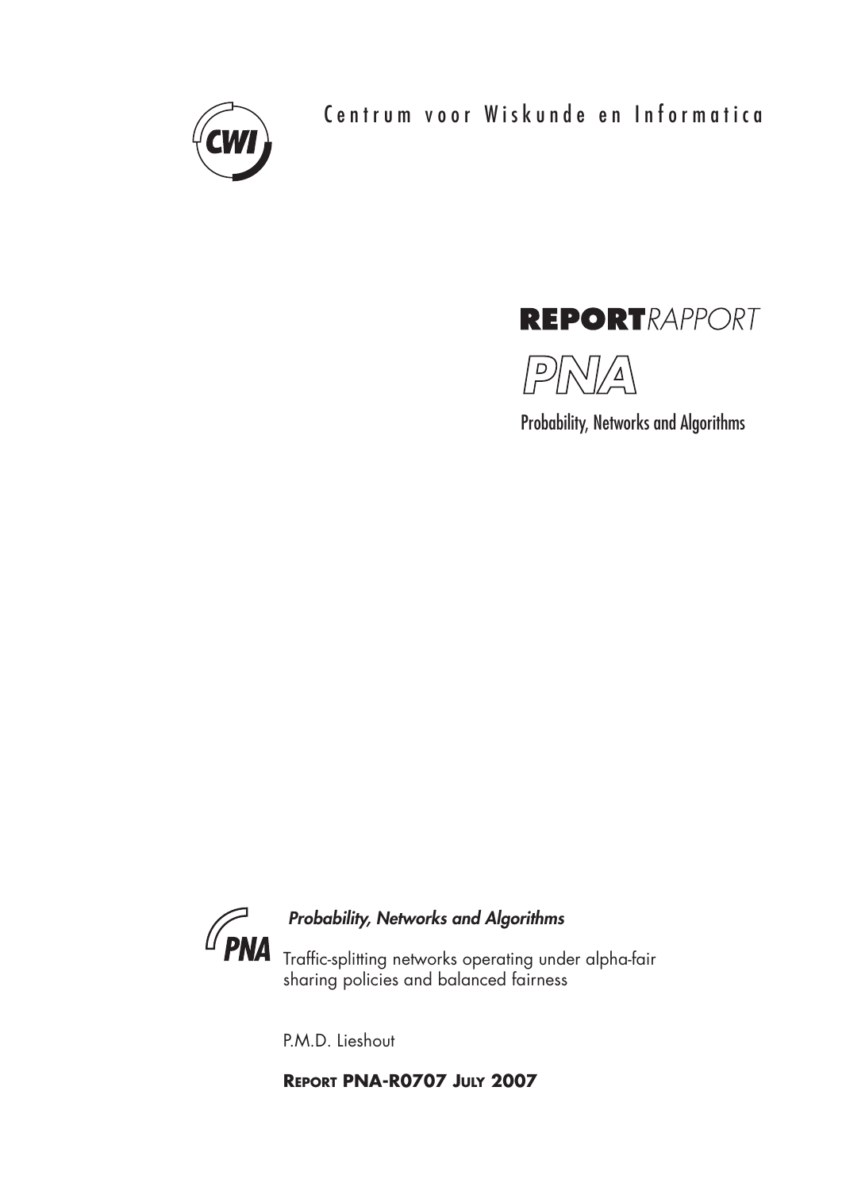Centrum voor Wiskunde en Informatica

**REPORT***RAPPORT*

PNA

Probability, Networks and Algorithms

***Probability, Networks and Algorithms***

Traffic-splitting networks operating under alpha-fair sharing policies and balanced fairness

P.M.D. Lieshout

**REPORT PNA-R0707 JULY 2007**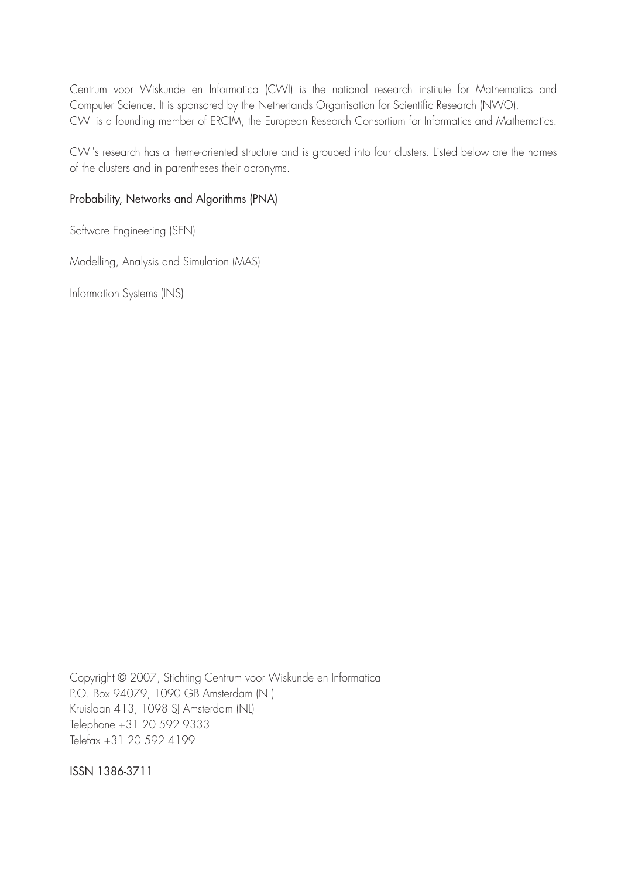Centrum voor Wiskunde en Informatica (CWI) is the national research institute for Mathematics and Computer Science. It is sponsored by the Netherlands Organisation for Scientific Research (NWO).
CWI is a founding member of ERCIM, the European Research Consortium for Informatics and Mathematics.

CWI's research has a theme-oriented structure and is grouped into four clusters. Listed below are the names of the clusters and in parentheses their acronyms.

Probability, Networks and Algorithms (PNA)

Software Engineering (SEN)

Modelling, Analysis and Simulation (MAS)

Information Systems (INS)

Copyright © 2007, Stichting Centrum voor Wiskunde en Informatica
P.O. Box 94079, 1090 GB Amsterdam (NL)
Kruislaan 413, 1098 SJ Amsterdam (NL)
Telephone +31 20 592 9333
Telefax +31 20 592 4199

ISSN 1386-3711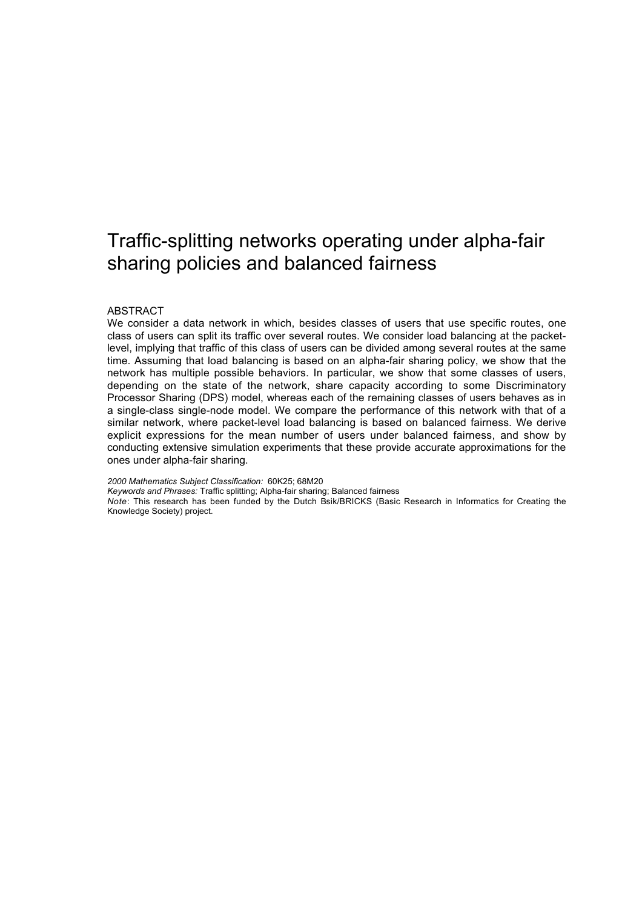# Traffic-splitting networks operating under alpha-fair sharing policies and balanced fairness

ABSTRACT

We consider a data network in which, besides classes of users that use specific routes, one class of users can split its traffic over several routes. We consider load balancing at the packet-level, implying that traffic of this class of users can be divided among several routes at the same time. Assuming that load balancing is based on an alpha-fair sharing policy, we show that the network has multiple possible behaviors. In particular, we show that some classes of users, depending on the state of the network, share capacity according to some Discriminatory Processor Sharing (DPS) model, whereas each of the remaining classes of users behaves as in a single-class single-node model. We compare the performance of this network with that of a similar network, where packet-level load balancing is based on balanced fairness. We derive explicit expressions for the mean number of users under balanced fairness, and show by conducting extensive simulation experiments that these provide accurate approximations for the ones under alpha-fair sharing.

*2000 Mathematics Subject Classification:* 60K25; 68M20

*Keywords and Phrases:* Traffic splitting; Alpha-fair sharing; Balanced fairness

*Note*: This research has been funded by the Dutch Bsik/BRICKS (Basic Research in Informatics for Creating the Knowledge Society) project.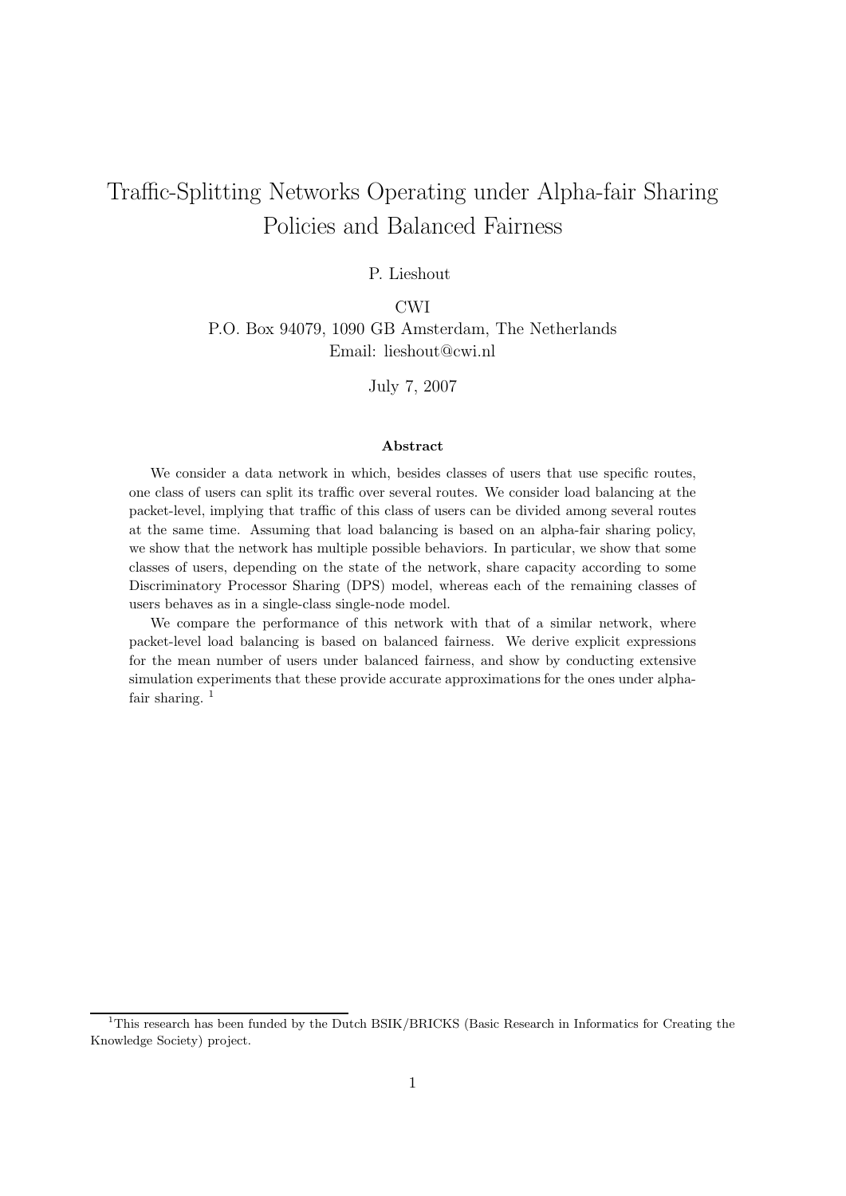# Traffic-Splitting Networks Operating under Alpha-fair Sharing Policies and Balanced Fairness

P. Lieshout

CWI

P.O. Box 94079, 1090 GB Amsterdam, The Netherlands

Email: lieshout@cwi.nl

July 7, 2007

### Abstract

We consider a data network in which, besides classes of users that use specific routes, one class of users can split its traffic over several routes. We consider load balancing at the packet-level, implying that traffic of this class of users can be divided among several routes at the same time. Assuming that load balancing is based on an alpha-fair sharing policy, we show that the network has multiple possible behaviors. In particular, we show that some classes of users, depending on the state of the network, share capacity according to some Discriminatory Processor Sharing (DPS) model, whereas each of the remaining classes of users behaves as in a single-class single-node model.

We compare the performance of this network with that of a similar network, where packet-level load balancing is based on balanced fairness. We derive explicit expressions for the mean number of users under balanced fairness, and show by conducting extensive simulation experiments that these provide accurate approximations for the ones under alpha-fair sharing. [1]

[1] This research has been funded by the Dutch BSIK/BRICKS (Basic Research in Informatics for Creating the Knowledge Society) project.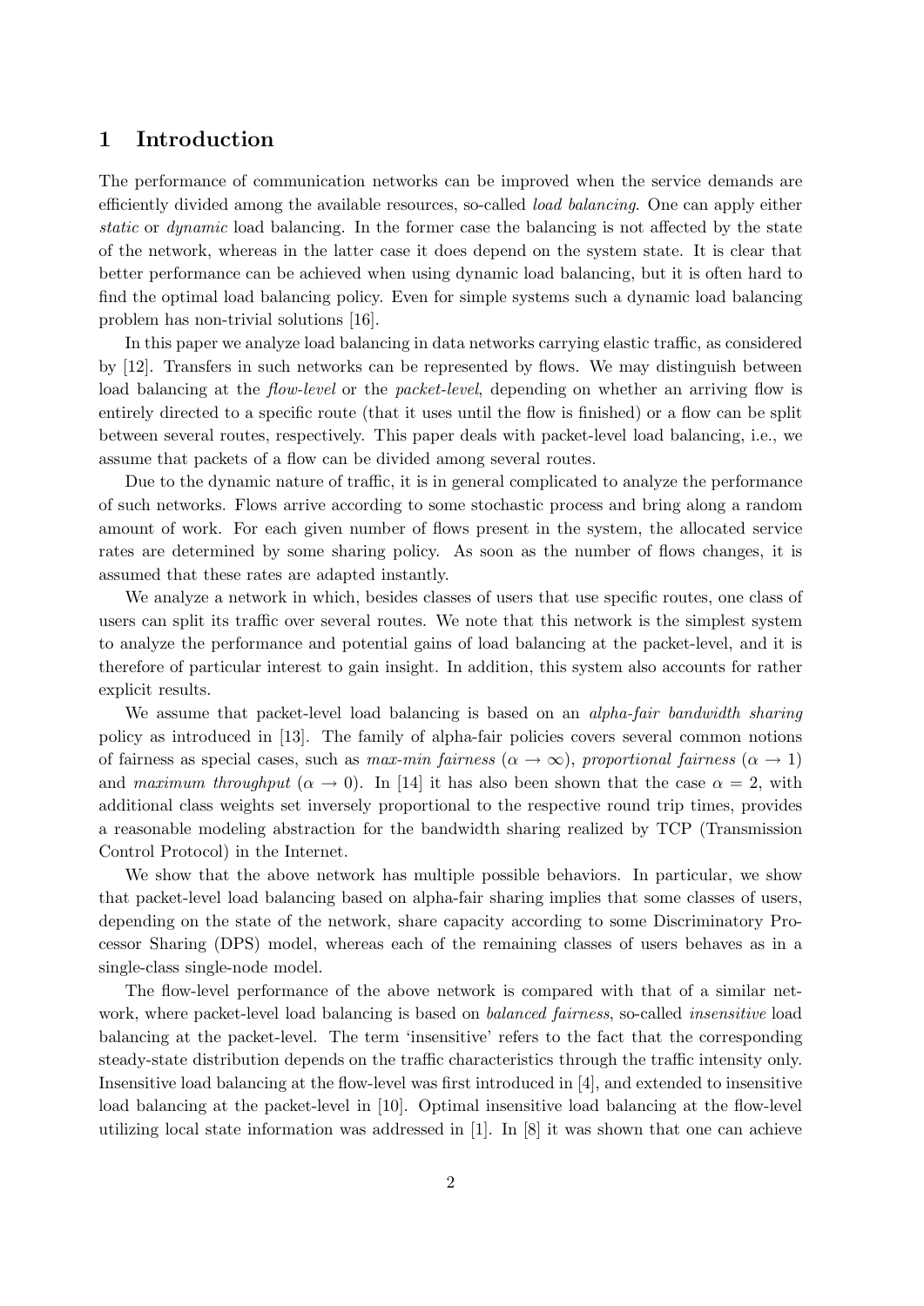## 1 Introduction

The performance of communication networks can be improved when the service demands are efficiently divided among the available resources, so-called *load balancing*. One can apply either *static* or *dynamic* load balancing. In the former case the balancing is not affected by the state of the network, whereas in the latter case it does depend on the system state. It is clear that better performance can be achieved when using dynamic load balancing, but it is often hard to find the optimal load balancing policy. Even for simple systems such a dynamic load balancing problem has non-trivial solutions [16].

In this paper we analyze load balancing in data networks carrying elastic traffic, as considered by [12]. Transfers in such networks can be represented by flows. We may distinguish between load balancing at the *flow-level* or the *packet-level*, depending on whether an arriving flow is entirely directed to a specific route (that it uses until the flow is finished) or a flow can be split between several routes, respectively. This paper deals with packet-level load balancing, i.e., we assume that packets of a flow can be divided among several routes.

Due to the dynamic nature of traffic, it is in general complicated to analyze the performance of such networks. Flows arrive according to some stochastic process and bring along a random amount of work. For each given number of flows present in the system, the allocated service rates are determined by some sharing policy. As soon as the number of flows changes, it is assumed that these rates are adapted instantly.

We analyze a network in which, besides classes of users that use specific routes, one class of users can split its traffic over several routes. We note that this network is the simplest system to analyze the performance and potential gains of load balancing at the packet-level, and it is therefore of particular interest to gain insight. In addition, this system also accounts for rather explicit results.

We assume that packet-level load balancing is based on an *alpha-fair bandwidth sharing* policy as introduced in [13]. The family of alpha-fair policies covers several common notions of fairness as special cases, such as *max-min fairness* ($\alpha \to \infty$), *proportional fairness* ($\alpha \to 1$) and *maximum throughput* ($\alpha \to 0$). In [14] it has also been shown that the case $\alpha = 2$, with additional class weights set inversely proportional to the respective round trip times, provides a reasonable modeling abstraction for the bandwidth sharing realized by TCP (Transmission Control Protocol) in the Internet.

We show that the above network has multiple possible behaviors. In particular, we show that packet-level load balancing based on alpha-fair sharing implies that some classes of users, depending on the state of the network, share capacity according to some Discriminatory Processor Sharing (DPS) model, whereas each of the remaining classes of users behaves as in a single-class single-node model.

The flow-level performance of the above network is compared with that of a similar network, where packet-level load balancing is based on *balanced fairness*, so-called *insensitive* load balancing at the packet-level. The term 'insensitive' refers to the fact that the corresponding steady-state distribution depends on the traffic characteristics through the traffic intensity only. Insensitive load balancing at the flow-level was first introduced in [4], and extended to insensitive load balancing at the packet-level in [10]. Optimal insensitive load balancing at the flow-level utilizing local state information was addressed in [1]. In [8] it was shown that one can achieve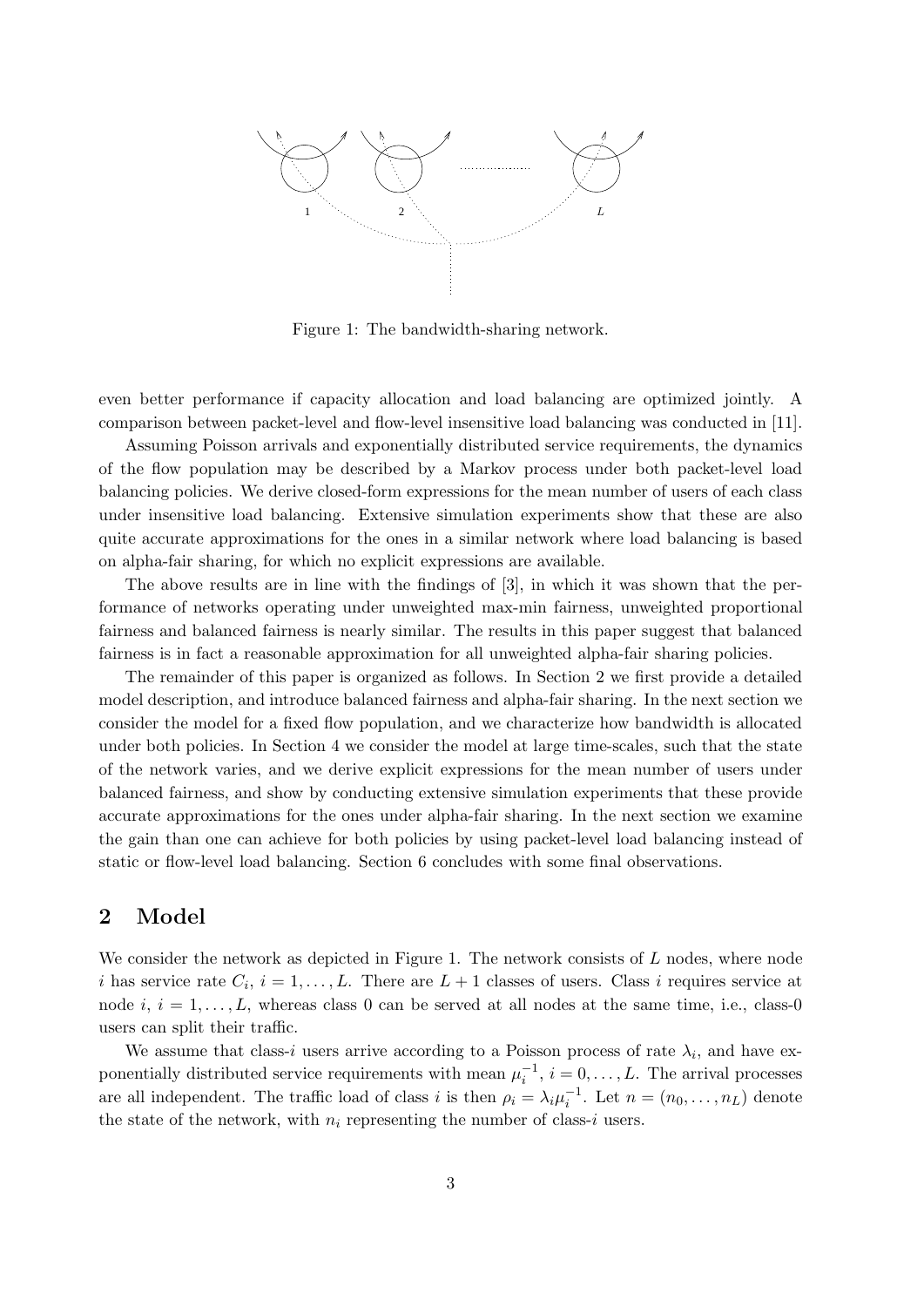Figure 1: The bandwidth-sharing network.

even better performance if capacity allocation and load balancing are optimized jointly. A comparison between packet-level and flow-level insensitive load balancing was conducted in [11].

Assuming Poisson arrivals and exponentially distributed service requirements, the dynamics of the flow population may be described by a Markov process under both packet-level load balancing policies. We derive closed-form expressions for the mean number of users of each class under insensitive load balancing. Extensive simulation experiments show that these are also quite accurate approximations for the ones in a similar network where load balancing is based on alpha-fair sharing, for which no explicit expressions are available.

The above results are in line with the findings of [3], in which it was shown that the performance of networks operating under unweighted max-min fairness, unweighted proportional fairness and balanced fairness is nearly similar. The results in this paper suggest that balanced fairness is in fact a reasonable approximation for all unweighted alpha-fair sharing policies.

The remainder of this paper is organized as follows. In Section 2 we first provide a detailed model description, and introduce balanced fairness and alpha-fair sharing. In the next section we consider the model for a fixed flow population, and we characterize how bandwidth is allocated under both policies. In Section 4 we consider the model at large time-scales, such that the state of the network varies, and we derive explicit expressions for the mean number of users under balanced fairness, and show by conducting extensive simulation experiments that these provide accurate approximations for the ones under alpha-fair sharing. In the next section we examine the gain than one can achieve for both policies by using packet-level load balancing instead of static or flow-level load balancing. Section 6 concludes with some final observations.

## 2 Model

We consider the network as depicted in Figure 1. The network consists of $L$ nodes, where node $i$ has service rate $C_i$, $i = 1, \ldots, L$. There are $L + 1$ classes of users. Class $i$ requires service at node $i$, $i = 1, \ldots, L$, whereas class 0 can be served at all nodes at the same time, i.e., class-0 users can split their traffic.

We assume that class-$i$ users arrive according to a Poisson process of rate $\lambda_i$, and have exponentially distributed service requirements with mean $\mu_i^{-1}$, $i = 0, \ldots, L$. The arrival processes are all independent. The traffic load of class $i$ is then $\rho_i = \lambda_i \mu_i^{-1}$. Let $n = (n_0, \ldots, n_L)$ denote the state of the network, with $n_i$ representing the number of class-$i$ users.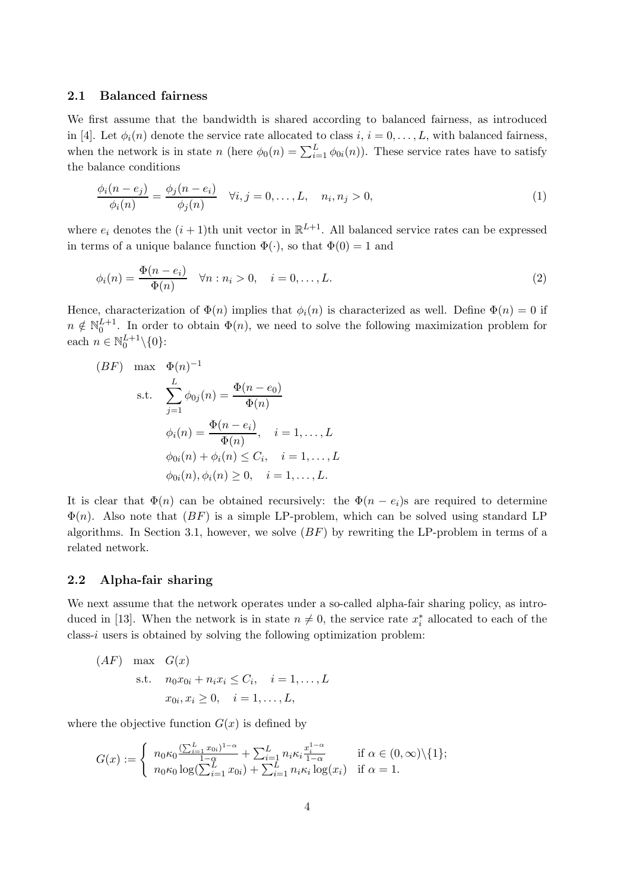### 2.1 Balanced fairness

We first assume that the bandwidth is shared according to balanced fairness, as introduced in [4]. Let $\phi_i(n)$ denote the service rate allocated to class $i$, $i = 0, \ldots, L$, with balanced fairness, when the network is in state $n$ (here $\phi_0(n) = \sum_{i=1}^{L} \phi_{0i}(n)$). These service rates have to satisfy the balance conditions

$$\frac{\phi_i(n - e_j)}{\phi_i(n)} = \frac{\phi_j(n - e_i)}{\phi_j(n)} \quad \forall i, j = 0, \ldots, L, \quad n_i, n_j > 0, \tag{1}$$

where $e_i$ denotes the $(i+1)$th unit vector in $\mathbb{R}^{L+1}$. All balanced service rates can be expressed in terms of a unique balance function $\Phi(\cdot)$, so that $\Phi(0) = 1$ and

$$\phi_i(n) = \frac{\Phi(n - e_i)}{\Phi(n)} \quad \forall n : n_i > 0, \quad i = 0, \ldots, L. \tag{2}$$

Hence, characterization of $\Phi(n)$ implies that $\phi_i(n)$ is characterized as well. Define $\Phi(n) = 0$ if $n \notin \mathbb{N}_0^{L+1}$. In order to obtain $\Phi(n)$, we need to solve the following maximization problem for each $n \in \mathbb{N}_0^{L+1} \backslash \{0\}$:

$$
\begin{aligned}
(BF) \quad \max \quad & \Phi(n)^{-1} \\
\text{s.t.} \quad & \sum_{j=1}^{L} \phi_{0j}(n) = \frac{\Phi(n - e_0)}{\Phi(n)} \\
& \phi_i(n) = \frac{\Phi(n - e_i)}{\Phi(n)}, \quad i = 1, \ldots, L \\
& \phi_{0i}(n) + \phi_i(n) \leq C_i, \quad i = 1, \ldots, L \\
& \phi_{0i}(n), \phi_i(n) \geq 0, \quad i = 1, \ldots, L.
\end{aligned}
$$

It is clear that $\Phi(n)$ can be obtained recursively: the $\Phi(n - e_i)$s are required to determine $\Phi(n)$. Also note that $(BF)$ is a simple LP-problem, which can be solved using standard LP algorithms. In Section 3.1, however, we solve $(BF)$ by rewriting the LP-problem in terms of a related network.

### 2.2 Alpha-fair sharing

We next assume that the network operates under a so-called alpha-fair sharing policy, as introduced in [13]. When the network is in state $n \neq 0$, the service rate $x_i^*$ allocated to each of the class-$i$ users is obtained by solving the following optimization problem:

$$
\begin{aligned}
(AF) \quad \max \quad & G(x) \\
\text{s.t.} \quad & n_0 x_{0i} + n_i x_i \leq C_i, \quad i = 1, \ldots, L \\
& x_{0i}, x_i \geq 0, \quad i = 1, \ldots, L,
\end{aligned}
$$

where the objective function $G(x)$ is defined by

$$
G(x) := \begin{cases} n_0 \kappa_0 \frac{(\sum_{i=1}^{L} x_{0i})^{1-\alpha}}{1-\alpha} + \sum_{i=1}^{L} n_i \kappa_i \frac{x_i^{1-\alpha}}{1-\alpha} & \text{if } \alpha \in (0, \infty) \backslash \{1\}; \\ n_0 \kappa_0 \log(\sum_{i=1}^{L} x_{0i}) + \sum_{i=1}^{L} n_i \kappa_i \log(x_i) & \text{if } \alpha = 1. \end{cases}
$$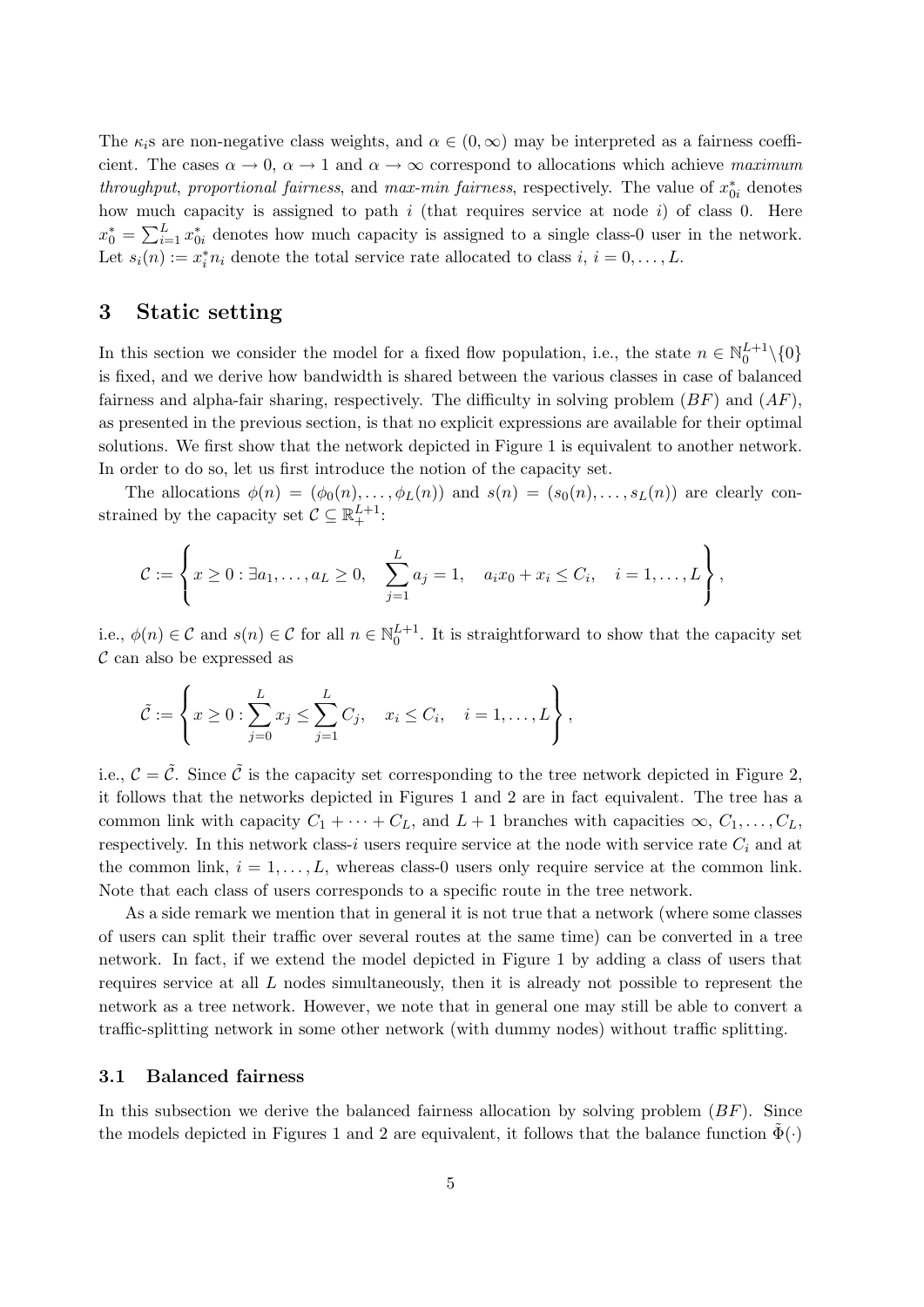The $\kappa_i$s are non-negative class weights, and $\alpha \in (0, \infty)$ may be interpreted as a fairness coefficient. The cases $\alpha \to 0$, $\alpha \to 1$ and $\alpha \to \infty$ correspond to allocations which achieve *maximum throughput*, *proportional fairness*, and *max-min fairness*, respectively. The value of $x^*_{0i}$ denotes how much capacity is assigned to path $i$ (that requires service at node $i$) of class 0. Here $x^*_0 = \sum_{i=1}^{L} x^*_{0i}$ denotes how much capacity is assigned to a single class-0 user in the network. Let $s_i(n) := x^*_i n_i$ denote the total service rate allocated to class $i$, $i = 0, \ldots, L$.

## 3 Static setting

In this section we consider the model for a fixed flow population, i.e., the state $n \in \mathbb{N}_0^{L+1} \backslash \{0\}$ is fixed, and we derive how bandwidth is shared between the various classes in case of balanced fairness and alpha-fair sharing, respectively. The difficulty in solving problem $(BF)$ and $(AF)$, as presented in the previous section, is that no explicit expressions are available for their optimal solutions. We first show that the network depicted in Figure 1 is equivalent to another network. In order to do so, let us first introduce the notion of the capacity set.

The allocations $\phi(n) = (\phi_0(n), \ldots, \phi_L(n))$ and $s(n) = (s_0(n), \ldots, s_L(n))$ are clearly constrained by the capacity set $\mathcal{C} \subseteq \mathbb{R}_+^{L+1}$:

$$\mathcal{C} := \left\{ x \geq 0 : \exists a_1, \ldots, a_L \geq 0, \quad \sum_{j=1}^{L} a_j = 1, \quad a_i x_0 + x_i \leq C_i, \quad i = 1, \ldots, L \right\},$$

i.e., $\phi(n) \in \mathcal{C}$ and $s(n) \in \mathcal{C}$ for all $n \in \mathbb{N}_0^{L+1}$. It is straightforward to show that the capacity set $\mathcal{C}$ can also be expressed as

$$\tilde{\mathcal{C}} := \left\{ x \geq 0 : \sum_{j=0}^{L} x_j \leq \sum_{j=1}^{L} C_j, \quad x_i \leq C_i, \quad i = 1, \ldots, L \right\},$$

i.e., $\mathcal{C} = \tilde{\mathcal{C}}$. Since $\tilde{\mathcal{C}}$ is the capacity set corresponding to the tree network depicted in Figure 2, it follows that the networks depicted in Figures 1 and 2 are in fact equivalent. The tree has a common link with capacity $C_1 + \cdots + C_L$, and $L + 1$ branches with capacities $\infty$, $C_1, \ldots, C_L$, respectively. In this network class-$i$ users require service at the node with service rate $C_i$ and at the common link, $i = 1, \ldots, L$, whereas class-0 users only require service at the common link. Note that each class of users corresponds to a specific route in the tree network.

As a side remark we mention that in general it is not true that a network (where some classes of users can split their traffic over several routes at the same time) can be converted in a tree network. In fact, if we extend the model depicted in Figure 1 by adding a class of users that requires service at all $L$ nodes simultaneously, then it is already not possible to represent the network as a tree network. However, we note that in general one may still be able to convert a traffic-splitting network in some other network (with dummy nodes) without traffic splitting.

### 3.1 Balanced fairness

In this subsection we derive the balanced fairness allocation by solving problem $(BF)$. Since the models depicted in Figures 1 and 2 are equivalent, it follows that the balance function $\tilde{\Phi}(\cdot)$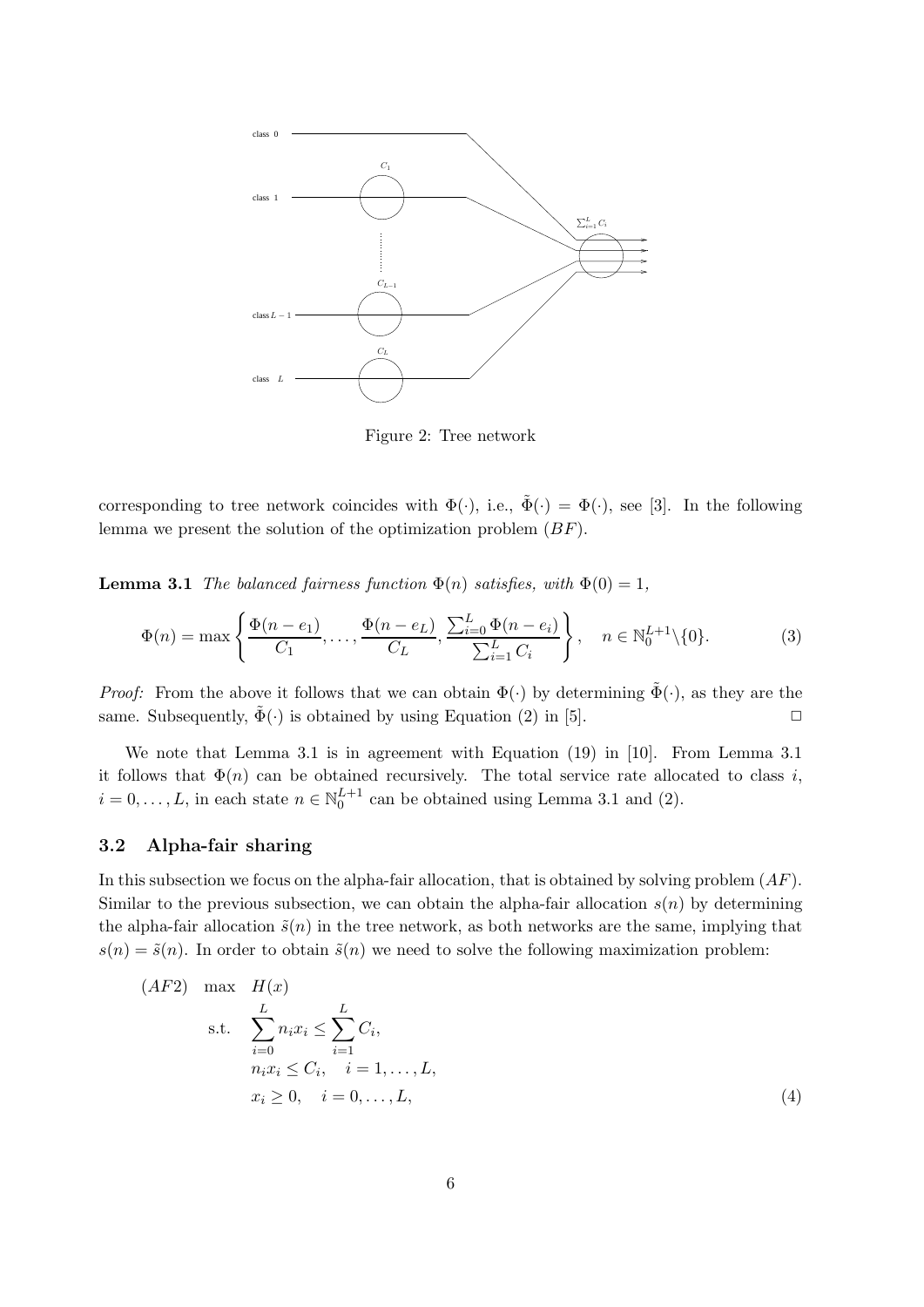Figure 2: Tree network

corresponding to tree network coincides with $\Phi(\cdot)$, i.e., $\tilde{\Phi}(\cdot) = \Phi(\cdot)$, see [3]. In the following lemma we present the solution of the optimization problem $(BF)$.

**Lemma 3.1** *The balanced fairness function $\Phi(n)$ satisfies, with $\Phi(0) = 1$,*

$$\Phi(n) = \max\left\{\frac{\Phi(n-e_1)}{C_1}, \ldots, \frac{\Phi(n-e_L)}{C_L}, \frac{\sum_{i=0}^{L}\Phi(n-e_i)}{\sum_{i=1}^{L} C_i}\right\}, \quad n \in \mathbb{N}_0^{L+1}\backslash\{0\}. \tag{3}$$

*Proof:* From the above it follows that we can obtain $\Phi(\cdot)$ by determining $\tilde{\Phi}(\cdot)$, as they are the same. Subsequently, $\tilde{\Phi}(\cdot)$ is obtained by using Equation (2) in [5]. $\square$

We note that Lemma 3.1 is in agreement with Equation (19) in [10]. From Lemma 3.1 it follows that $\Phi(n)$ can be obtained recursively. The total service rate allocated to class $i$, $i = 0, \ldots, L$, in each state $n \in \mathbb{N}_0^{L+1}$ can be obtained using Lemma 3.1 and (2).

### 3.2 Alpha-fair sharing

In this subsection we focus on the alpha-fair allocation, that is obtained by solving problem $(AF)$. Similar to the previous subsection, we can obtain the alpha-fair allocation $s(n)$ by determining the alpha-fair allocation $\tilde{s}(n)$ in the tree network, as both networks are the same, implying that $s(n) = \tilde{s}(n)$. In order to obtain $\tilde{s}(n)$ we need to solve the following maximization problem:

$$\begin{aligned}
(AF2) \quad \max \quad & H(x) \\
\text{s.t.} \quad & \sum_{i=0}^{L} n_i x_i \leq \sum_{i=1}^{L} C_i, \\
& n_i x_i \leq C_i, \quad i = 1, \ldots, L, \\
& x_i \geq 0, \quad i = 0, \ldots, L,
\end{aligned} \tag{4}$$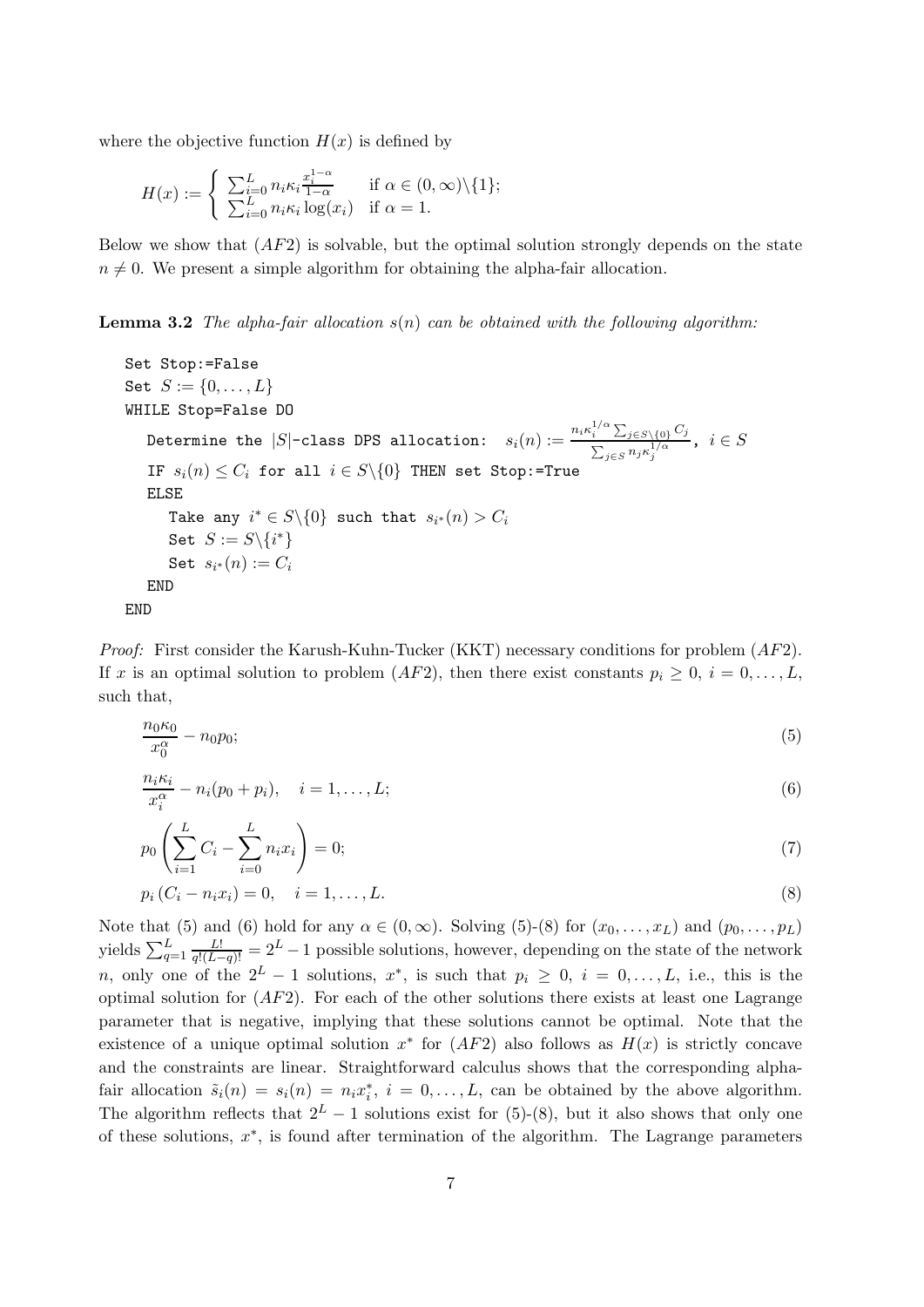where the objective function $H(x)$ is defined by

$$
H(x) := \begin{cases} \sum_{i=0}^{L} n_i \kappa_i \frac{x_i^{1-\alpha}}{1-\alpha} & \text{if } \alpha \in (0,\infty)\backslash\{1\}; \\ \sum_{i=0}^{L} n_i \kappa_i \log(x_i) & \text{if } \alpha = 1. \end{cases}
$$

Below we show that $(AF2)$ is solvable, but the optimal solution strongly depends on the state $n \neq 0$. We present a simple algorithm for obtaining the alpha-fair allocation.

**Lemma 3.2** *The alpha-fair allocation $s(n)$ can be obtained with the following algorithm:*

```
Set Stop:=False
Set S := {0,...,L}
WHILE Stop=False DO
   Determine the |S|-class DPS allocation:  s_i(n) := (n_i κ_i^{1/α} Σ_{j∈S\{0}} C_j) / (Σ_{j∈S} n_j κ_j^{1/α}),  i ∈ S
   IF s_i(n) ≤ C_i for all i ∈ S\{0} THEN set Stop:=True
   ELSE
      Take any i* ∈ S\{0} such that s_{i*}(n) > C_i
      Set S := S\{i*}
      Set s_{i*}(n) := C_i
   END
END
```

*Proof:* First consider the Karush-Kuhn-Tucker (KKT) necessary conditions for problem $(AF2)$. If $x$ is an optimal solution to problem $(AF2)$, then there exist constants $p_i \geq 0$, $i = 0, \ldots, L$, such that,

$$
\frac{n_0 \kappa_0}{x_0^{\alpha}} - n_0 p_0; \tag{5}
$$

$$
\frac{n_i \kappa_i}{x_i^{\alpha}} - n_i (p_0 + p_i), \quad i = 1, \ldots, L; \tag{6}
$$

$$
p_0 \left( \sum_{i=1}^{L} C_i - \sum_{i=0}^{L} n_i x_i \right) = 0; \tag{7}
$$

$$
p_i \left( C_i - n_i x_i \right) = 0, \quad i = 1, \ldots, L. \tag{8}
$$

Note that (5) and (6) hold for any $\alpha \in (0, \infty)$. Solving (5)-(8) for $(x_0, \ldots, x_L)$ and $(p_0, \ldots, p_L)$ yields $\sum_{q=1}^{L} \frac{L!}{q!(L-q)!} = 2^L - 1$ possible solutions, however, depending on the state of the network $n$, only one of the $2^L - 1$ solutions, $x^*$, is such that $p_i \geq 0$, $i = 0, \ldots, L$, i.e., this is the optimal solution for $(AF2)$. For each of the other solutions there exists at least one Lagrange parameter that is negative, implying that these solutions cannot be optimal. Note that the existence of a unique optimal solution $x^*$ for $(AF2)$ also follows as $H(x)$ is strictly concave and the constraints are linear. Straightforward calculus shows that the corresponding alpha-fair allocation $\tilde{s}_i(n) = s_i(n) = n_i x_i^*$, $i = 0, \ldots, L$, can be obtained by the above algorithm. The algorithm reflects that $2^L - 1$ solutions exist for (5)-(8), but it also shows that only one of these solutions, $x^*$, is found after termination of the algorithm. The Lagrange parameters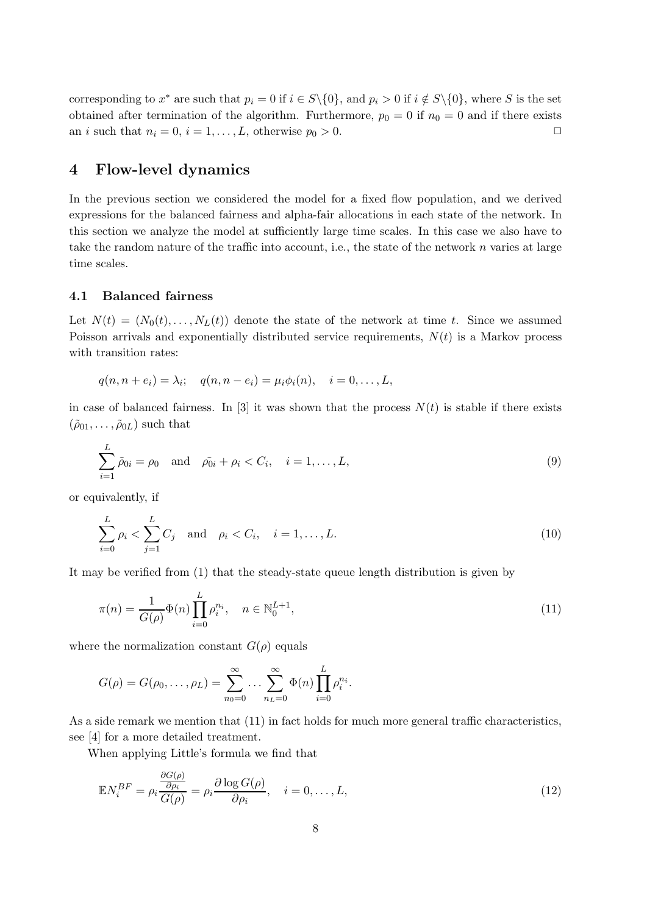corresponding to $x^*$ are such that $p_i = 0$ if $i \in S\backslash\{0\}$, and $p_i > 0$ if $i \notin S\backslash\{0\}$, where $S$ is the set obtained after termination of the algorithm. Furthermore, $p_0 = 0$ if $n_0 = 0$ and if there exists an $i$ such that $n_i = 0$, $i = 1, \ldots, L$, otherwise $p_0 > 0$. $\square$

## 4 Flow-level dynamics

In the previous section we considered the model for a fixed flow population, and we derived expressions for the balanced fairness and alpha-fair allocations in each state of the network. In this section we analyze the model at sufficiently large time scales. In this case we also have to take the random nature of the traffic into account, i.e., the state of the network $n$ varies at large time scales.

### 4.1 Balanced fairness

Let $N(t) = (N_0(t), \ldots, N_L(t))$ denote the state of the network at time $t$. Since we assumed Poisson arrivals and exponentially distributed service requirements, $N(t)$ is a Markov process with transition rates:

$$q(n, n + e_i) = \lambda_i; \quad q(n, n - e_i) = \mu_i \phi_i(n), \quad i = 0, \ldots, L,$$

in case of balanced fairness. In [3] it was shown that the process $N(t)$ is stable if there exists $(\tilde{\rho}_{01}, \ldots, \tilde{\rho}_{0L})$ such that

$$\sum_{i=1}^{L} \tilde{\rho}_{0i} = \rho_0 \quad \text{and} \quad \tilde{\rho_{0i}} + \rho_i < C_i, \quad i = 1, \ldots, L, \tag{9}$$

or equivalently, if

$$\sum_{i=0}^{L} \rho_i < \sum_{j=1}^{L} C_j \quad \text{and} \quad \rho_i < C_i, \quad i = 1, \ldots, L. \tag{10}$$

It may be verified from (1) that the steady-state queue length distribution is given by

$$\pi(n) = \frac{1}{G(\rho)} \Phi(n) \prod_{i=0}^{L} \rho_i^{n_i}, \quad n \in \mathbb{N}_0^{L+1}, \tag{11}$$

where the normalization constant $G(\rho)$ equals

$$G(\rho) = G(\rho_0, \ldots, \rho_L) = \sum_{n_0=0}^{\infty} \cdots \sum_{n_L=0}^{\infty} \Phi(n) \prod_{i=0}^{L} \rho_i^{n_i}.$$

As a side remark we mention that (11) in fact holds for much more general traffic characteristics, see [4] for a more detailed treatment.

When applying Little's formula we find that

$$\mathbb{E}N_i^{BF} = \rho_i \frac{\frac{\partial G(\rho)}{\partial \rho_i}}{G(\rho)} = \rho_i \frac{\partial \log G(\rho)}{\partial \rho_i}, \quad i = 0, \ldots, L, \tag{12}$$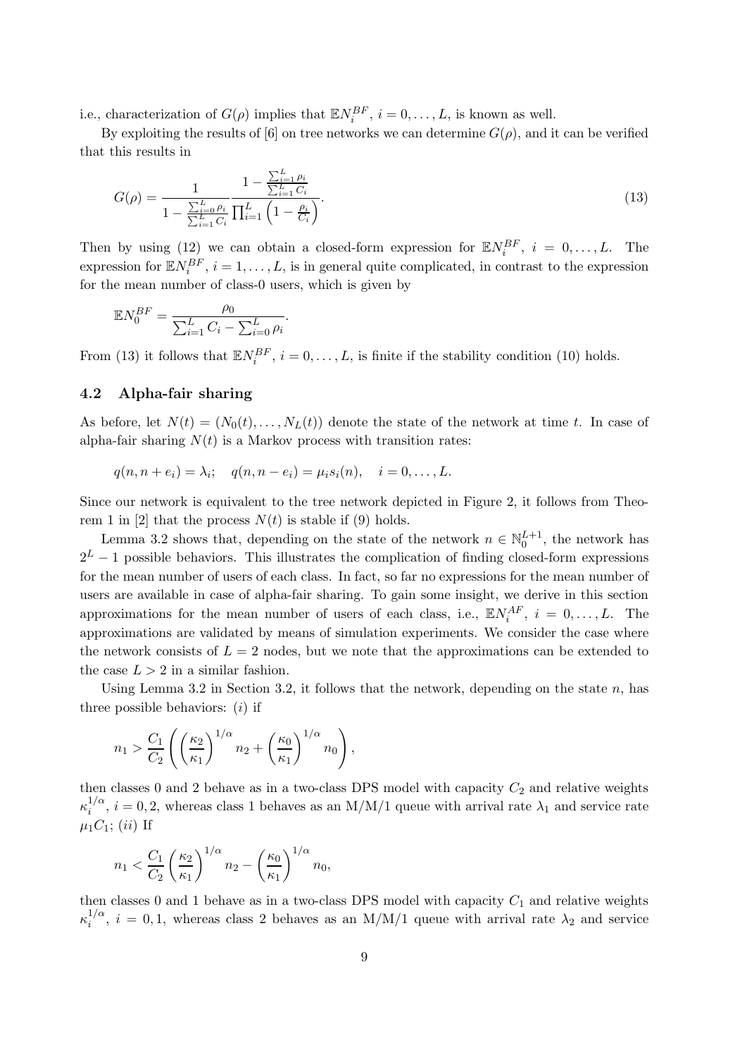i.e., characterization of $G(\rho)$ implies that $\mathbb{E}N_i^{BF}$, $i = 0, \dots, L$, is known as well.

By exploiting the results of [6] on tree networks we can determine $G(\rho)$, and it can be verified that this results in

$$G(\rho) = \frac{1}{1 - \frac{\sum_{i=0}^{L} \rho_i}{\sum_{i=1}^{L} C_i}} \frac{1 - \frac{\sum_{i=1}^{L} \rho_i}{\sum_{i=1}^{L} C_i}}{\prod_{i=1}^{L} \left(1 - \frac{\rho_i}{C_i}\right)}. \tag{13}$$

Then by using (12) we can obtain a closed-form expression for $\mathbb{E}N_i^{BF}$, $i = 0, \dots, L$. The expression for $\mathbb{E}N_i^{BF}$, $i = 1, \dots, L$, is in general quite complicated, in contrast to the expression for the mean number of class-0 users, which is given by

$$\mathbb{E}N_0^{BF} = \frac{\rho_0}{\sum_{i=1}^{L} C_i - \sum_{i=0}^{L} \rho_i}.$$

From (13) it follows that $\mathbb{E}N_i^{BF}$, $i = 0, \dots, L$, is finite if the stability condition (10) holds.

### 4.2 Alpha-fair sharing

As before, let $N(t) = (N_0(t), \dots, N_L(t))$ denote the state of the network at time $t$. In case of alpha-fair sharing $N(t)$ is a Markov process with transition rates:

$$q(n, n + e_i) = \lambda_i; \quad q(n, n - e_i) = \mu_i s_i(n), \quad i = 0, \dots, L.$$

Since our network is equivalent to the tree network depicted in Figure 2, it follows from Theorem 1 in [2] that the process $N(t)$ is stable if (9) holds.

Lemma 3.2 shows that, depending on the state of the network $n \in \mathbb{N}_0^{L+1}$, the network has $2^L - 1$ possible behaviors. This illustrates the complication of finding closed-form expressions for the mean number of users of each class. In fact, so far no expressions for the mean number of users are available in case of alpha-fair sharing. To gain some insight, we derive in this section approximations for the mean number of users of each class, i.e., $\mathbb{E}N_i^{AF}$, $i = 0, \dots, L$. The approximations are validated by means of simulation experiments. We consider the case where the network consists of $L = 2$ nodes, but we note that the approximations can be extended to the case $L > 2$ in a similar fashion.

Using Lemma 3.2 in Section 3.2, it follows that the network, depending on the state $n$, has three possible behaviors: $(i)$ if

$$n_1 > \frac{C_1}{C_2} \left( \left(\frac{\kappa_2}{\kappa_1}\right)^{1/\alpha} n_2 + \left(\frac{\kappa_0}{\kappa_1}\right)^{1/\alpha} n_0 \right),$$

then classes 0 and 2 behave as in a two-class DPS model with capacity $C_2$ and relative weights $\kappa_i^{1/\alpha}$, $i = 0, 2$, whereas class 1 behaves as an M/M/1 queue with arrival rate $\lambda_1$ and service rate $\mu_1 C_1$; $(ii)$ If

$$n_1 < \frac{C_1}{C_2} \left(\frac{\kappa_2}{\kappa_1}\right)^{1/\alpha} n_2 - \left(\frac{\kappa_0}{\kappa_1}\right)^{1/\alpha} n_0,$$

then classes 0 and 1 behave as in a two-class DPS model with capacity $C_1$ and relative weights $\kappa_i^{1/\alpha}$, $i = 0, 1$, whereas class 2 behaves as an M/M/1 queue with arrival rate $\lambda_2$ and service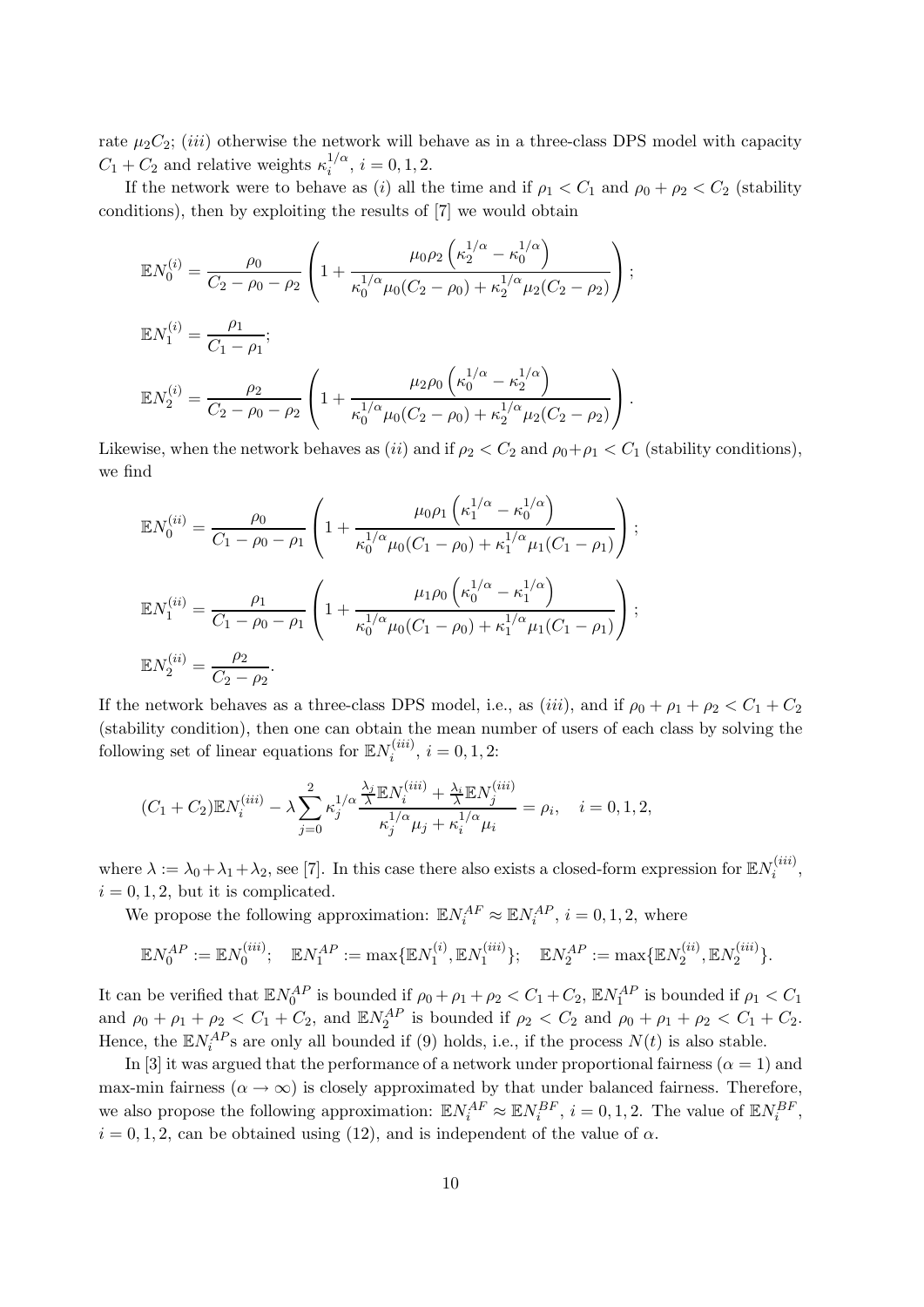rate $\mu_2 C_2$; $(iii)$ otherwise the network will behave as in a three-class DPS model with capacity $C_1 + C_2$ and relative weights $\kappa_i^{1/\alpha}$, $i = 0, 1, 2$.

If the network were to behave as $(i)$ all the time and if $\rho_1 < C_1$ and $\rho_0 + \rho_2 < C_2$ (stability conditions), then by exploiting the results of [7] we would obtain

$$\mathbb{E}N_0^{(i)} = \frac{\rho_0}{C_2 - \rho_0 - \rho_2}\left(1 + \frac{\mu_0 \rho_2 \left(\kappa_2^{1/\alpha} - \kappa_0^{1/\alpha}\right)}{\kappa_0^{1/\alpha}\mu_0(C_2 - \rho_0) + \kappa_2^{1/\alpha}\mu_2(C_2 - \rho_2)}\right);$$

$$\mathbb{E}N_1^{(i)} = \frac{\rho_1}{C_1 - \rho_1};$$

$$\mathbb{E}N_2^{(i)} = \frac{\rho_2}{C_2 - \rho_0 - \rho_2}\left(1 + \frac{\mu_2 \rho_0 \left(\kappa_0^{1/\alpha} - \kappa_2^{1/\alpha}\right)}{\kappa_0^{1/\alpha}\mu_0(C_2 - \rho_0) + \kappa_2^{1/\alpha}\mu_2(C_2 - \rho_2)}\right).$$

Likewise, when the network behaves as $(ii)$ and if $\rho_2 < C_2$ and $\rho_0 + \rho_1 < C_1$ (stability conditions), we find

$$\mathbb{E}N_0^{(ii)} = \frac{\rho_0}{C_1 - \rho_0 - \rho_1}\left(1 + \frac{\mu_0 \rho_1 \left(\kappa_1^{1/\alpha} - \kappa_0^{1/\alpha}\right)}{\kappa_0^{1/\alpha}\mu_0(C_1 - \rho_0) + \kappa_1^{1/\alpha}\mu_1(C_1 - \rho_1)}\right);$$

$$\mathbb{E}N_1^{(ii)} = \frac{\rho_1}{C_1 - \rho_0 - \rho_1}\left(1 + \frac{\mu_1 \rho_0 \left(\kappa_0^{1/\alpha} - \kappa_1^{1/\alpha}\right)}{\kappa_0^{1/\alpha}\mu_0(C_1 - \rho_0) + \kappa_1^{1/\alpha}\mu_1(C_1 - \rho_1)}\right);$$

$$\mathbb{E}N_2^{(ii)} = \frac{\rho_2}{C_2 - \rho_2}.$$

If the network behaves as a three-class DPS model, i.e., as $(iii)$, and if $\rho_0 + \rho_1 + \rho_2 < C_1 + C_2$ (stability condition), then one can obtain the mean number of users of each class by solving the following set of linear equations for $\mathbb{E}N_i^{(iii)}$, $i = 0, 1, 2$:

$$(C_1 + C_2)\mathbb{E}N_i^{(iii)} - \lambda \sum_{j=0}^{2} \kappa_j^{1/\alpha} \frac{\frac{\lambda_j}{\lambda}\mathbb{E}N_i^{(iii)} + \frac{\lambda_i}{\lambda}\mathbb{E}N_j^{(iii)}}{\kappa_j^{1/\alpha}\mu_j + \kappa_i^{1/\alpha}\mu_i} = \rho_i, \quad i = 0, 1, 2,$$

where $\lambda := \lambda_0 + \lambda_1 + \lambda_2$, see [7]. In this case there also exists a closed-form expression for $\mathbb{E}N_i^{(iii)}$, $i = 0, 1, 2$, but it is complicated.

We propose the following approximation: $\mathbb{E}N_i^{AF} \approx \mathbb{E}N_i^{AP}$, $i = 0, 1, 2$, where

$$\mathbb{E}N_0^{AP} := \mathbb{E}N_0^{(iii)}; \quad \mathbb{E}N_1^{AP} := \max\{\mathbb{E}N_1^{(i)}, \mathbb{E}N_1^{(iii)}\}; \quad \mathbb{E}N_2^{AP} := \max\{\mathbb{E}N_2^{(ii)}, \mathbb{E}N_2^{(iii)}\}.$$

It can be verified that $\mathbb{E}N_0^{AP}$ is bounded if $\rho_0 + \rho_1 + \rho_2 < C_1 + C_2$, $\mathbb{E}N_1^{AP}$ is bounded if $\rho_1 < C_1$ and $\rho_0 + \rho_1 + \rho_2 < C_1 + C_2$, and $\mathbb{E}N_2^{AP}$ is bounded if $\rho_2 < C_2$ and $\rho_0 + \rho_1 + \rho_2 < C_1 + C_2$. Hence, the $\mathbb{E}N_i^{AP}$s are only all bounded if (9) holds, i.e., if the process $N(t)$ is also stable.

In [3] it was argued that the performance of a network under proportional fairness ($\alpha = 1$) and max-min fairness ($\alpha \to \infty$) is closely approximated by that under balanced fairness. Therefore, we also propose the following approximation: $\mathbb{E}N_i^{AF} \approx \mathbb{E}N_i^{BF}$, $i = 0, 1, 2$. The value of $\mathbb{E}N_i^{BF}$, $i = 0, 1, 2$, can be obtained using (12), and is independent of the value of $\alpha$.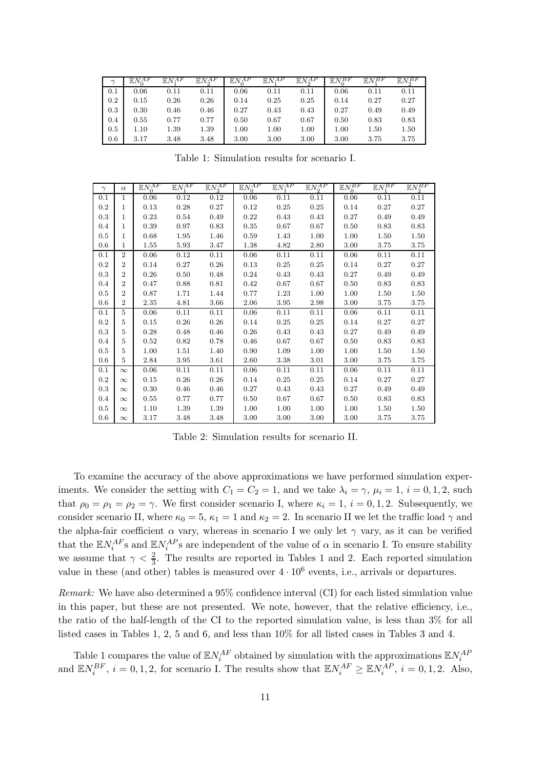| $\gamma$ | $\mathbb{E}N_0^{AF}$ | $\mathbb{E}N_1^{AF}$ | $\mathbb{E}N_2^{AF}$ | $\mathbb{E}N_0^{AP}$ | $\mathbb{E}N_1^{AP}$ | $\mathbb{E}N_2^{AP}$ | $\mathbb{E}N_0^{BF}$ | $\mathbb{E}N_1^{BF}$ | $\mathbb{E}N_2^{BF}$ |
|---|---|---|---|---|---|---|---|---|---|
| 0.1 | 0.06 | 0.11 | 0.11 | 0.06 | 0.11 | 0.11 | 0.06 | 0.11 | 0.11 |
| 0.2 | 0.15 | 0.26 | 0.26 | 0.14 | 0.25 | 0.25 | 0.14 | 0.27 | 0.27 |
| 0.3 | 0.30 | 0.46 | 0.46 | 0.27 | 0.43 | 0.43 | 0.27 | 0.49 | 0.49 |
| 0.4 | 0.55 | 0.77 | 0.77 | 0.50 | 0.67 | 0.67 | 0.50 | 0.83 | 0.83 |
| 0.5 | 1.10 | 1.39 | 1.39 | 1.00 | 1.00 | 1.00 | 1.00 | 1.50 | 1.50 |
| 0.6 | 3.17 | 3.48 | 3.48 | 3.00 | 3.00 | 3.00 | 3.00 | 3.75 | 3.75 |

Table 1: Simulation results for scenario I.

| $\gamma$ | $\alpha$ | $\mathbb{E}N_0^{AF}$ | $\mathbb{E}N_1^{AF}$ | $\mathbb{E}N_2^{AF}$ | $\mathbb{E}N_0^{AP}$ | $\mathbb{E}N_1^{AP}$ | $\mathbb{E}N_2^{AP}$ | $\mathbb{E}N_0^{BF}$ | $\mathbb{E}N_1^{BF}$ | $\mathbb{E}N_2^{BF}$ |
|---|---|---|---|---|---|---|---|---|---|---|
| 0.1 | 1 | 0.06 | 0.12 | 0.12 | 0.06 | 0.11 | 0.11 | 0.06 | 0.11 | 0.11 |
| 0.2 | 1 | 0.13 | 0.28 | 0.27 | 0.12 | 0.25 | 0.25 | 0.14 | 0.27 | 0.27 |
| 0.3 | 1 | 0.23 | 0.54 | 0.49 | 0.22 | 0.43 | 0.43 | 0.27 | 0.49 | 0.49 |
| 0.4 | 1 | 0.39 | 0.97 | 0.83 | 0.35 | 0.67 | 0.67 | 0.50 | 0.83 | 0.83 |
| 0.5 | 1 | 0.68 | 1.95 | 1.46 | 0.59 | 1.43 | 1.00 | 1.00 | 1.50 | 1.50 |
| 0.6 | 1 | 1.55 | 5.93 | 3.47 | 1.38 | 4.82 | 2.80 | 3.00 | 3.75 | 3.75 |
| 0.1 | 2 | 0.06 | 0.12 | 0.11 | 0.06 | 0.11 | 0.11 | 0.06 | 0.11 | 0.11 |
| 0.2 | 2 | 0.14 | 0.27 | 0.26 | 0.13 | 0.25 | 0.25 | 0.14 | 0.27 | 0.27 |
| 0.3 | 2 | 0.26 | 0.50 | 0.48 | 0.24 | 0.43 | 0.43 | 0.27 | 0.49 | 0.49 |
| 0.4 | 2 | 0.47 | 0.88 | 0.81 | 0.42 | 0.67 | 0.67 | 0.50 | 0.83 | 0.83 |
| 0.5 | 2 | 0.87 | 1.71 | 1.44 | 0.77 | 1.23 | 1.00 | 1.00 | 1.50 | 1.50 |
| 0.6 | 2 | 2.35 | 4.81 | 3.66 | 2.06 | 3.95 | 2.98 | 3.00 | 3.75 | 3.75 |
| 0.1 | 5 | 0.06 | 0.11 | 0.11 | 0.06 | 0.11 | 0.11 | 0.06 | 0.11 | 0.11 |
| 0.2 | 5 | 0.15 | 0.26 | 0.26 | 0.14 | 0.25 | 0.25 | 0.14 | 0.27 | 0.27 |
| 0.3 | 5 | 0.28 | 0.48 | 0.46 | 0.26 | 0.43 | 0.43 | 0.27 | 0.49 | 0.49 |
| 0.4 | 5 | 0.52 | 0.82 | 0.78 | 0.46 | 0.67 | 0.67 | 0.50 | 0.83 | 0.83 |
| 0.5 | 5 | 1.00 | 1.51 | 1.40 | 0.90 | 1.09 | 1.00 | 1.00 | 1.50 | 1.50 |
| 0.6 | 5 | 2.84 | 3.95 | 3.61 | 2.60 | 3.38 | 3.01 | 3.00 | 3.75 | 3.75 |
| 0.1 | $\infty$ | 0.06 | 0.11 | 0.11 | 0.06 | 0.11 | 0.11 | 0.06 | 0.11 | 0.11 |
| 0.2 | $\infty$ | 0.15 | 0.26 | 0.26 | 0.14 | 0.25 | 0.25 | 0.14 | 0.27 | 0.27 |
| 0.3 | $\infty$ | 0.30 | 0.46 | 0.46 | 0.27 | 0.43 | 0.43 | 0.27 | 0.49 | 0.49 |
| 0.4 | $\infty$ | 0.55 | 0.77 | 0.77 | 0.50 | 0.67 | 0.67 | 0.50 | 0.83 | 0.83 |
| 0.5 | $\infty$ | 1.10 | 1.39 | 1.39 | 1.00 | 1.00 | 1.00 | 1.00 | 1.50 | 1.50 |
| 0.6 | $\infty$ | 3.17 | 3.48 | 3.48 | 3.00 | 3.00 | 3.00 | 3.00 | 3.75 | 3.75 |

Table 2: Simulation results for scenario II.

To examine the accuracy of the above approximations we have performed simulation experiments. We consider the setting with $C_1 = C_2 = 1$, and we take $\lambda_i = \gamma$, $\mu_i = 1$, $i = 0, 1, 2$, such that $\rho_0 = \rho_1 = \rho_2 = \gamma$. We first consider scenario I, where $\kappa_i = 1$, $i = 0, 1, 2$. Subsequently, we consider scenario II, where $\kappa_0 = 5$, $\kappa_1 = 1$ and $\kappa_2 = 2$. In scenario II we let the traffic load $\gamma$ and the alpha-fair coefficient $\alpha$ vary, whereas in scenario I we only let $\gamma$ vary, as it can be verified that the $\mathbb{E}N_i^{AF}$s and $\mathbb{E}N_i^{AP}$s are independent of the value of $\alpha$ in scenario I. To ensure stability we assume that $\gamma < \frac{2}{3}$. The results are reported in Tables 1 and 2. Each reported simulation value in these (and other) tables is measured over $4 \cdot 10^6$ events, i.e., arrivals or departures.

*Remark:* We have also determined a 95% confidence interval (CI) for each listed simulation value in this paper, but these are not presented. We note, however, that the relative efficiency, i.e., the ratio of the half-length of the CI to the reported simulation value, is less than 3% for all listed cases in Tables 1, 2, 5 and 6, and less than 10% for all listed cases in Tables 3 and 4.

Table 1 compares the value of $\mathbb{E}N_i^{AF}$ obtained by simulation with the approximations $\mathbb{E}N_i^{AP}$ and $\mathbb{E}N_i^{BF}$, $i = 0, 1, 2$, for scenario I. The results show that $\mathbb{E}N_i^{AF} \geq \mathbb{E}N_i^{AP}$, $i = 0, 1, 2$. Also,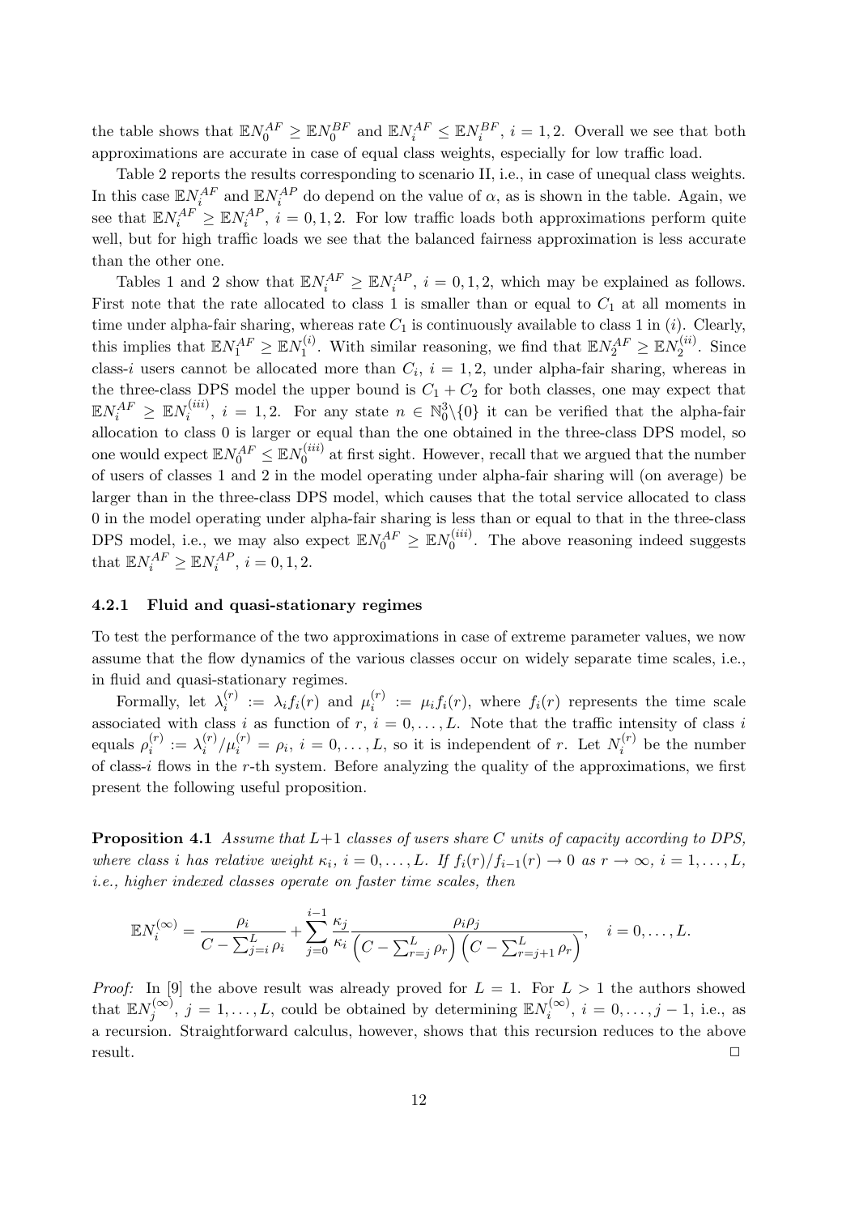the table shows that $\mathbb{E}N_0^{AF} \geq \mathbb{E}N_0^{BF}$ and $\mathbb{E}N_i^{AF} \leq \mathbb{E}N_i^{BF}$, $i = 1, 2$. Overall we see that both approximations are accurate in case of equal class weights, especially for low traffic load.

Table 2 reports the results corresponding to scenario II, i.e., in case of unequal class weights. In this case $\mathbb{E}N_i^{AF}$ and $\mathbb{E}N_i^{AP}$ do depend on the value of $\alpha$, as is shown in the table. Again, we see that $\mathbb{E}N_i^{AF} \geq \mathbb{E}N_i^{AP}$, $i = 0, 1, 2$. For low traffic loads both approximations perform quite well, but for high traffic loads we see that the balanced fairness approximation is less accurate than the other one.

Tables 1 and 2 show that $\mathbb{E}N_i^{AF} \geq \mathbb{E}N_i^{AP}$, $i = 0, 1, 2$, which may be explained as follows. First note that the rate allocated to class 1 is smaller than or equal to $C_1$ at all moments in time under alpha-fair sharing, whereas rate $C_1$ is continuously available to class 1 in $(i)$. Clearly, this implies that $\mathbb{E}N_1^{AF} \geq \mathbb{E}N_1^{(i)}$. With similar reasoning, we find that $\mathbb{E}N_2^{AF} \geq \mathbb{E}N_2^{(ii)}$. Since class-$i$ users cannot be allocated more than $C_i$, $i = 1, 2$, under alpha-fair sharing, whereas in the three-class DPS model the upper bound is $C_1 + C_2$ for both classes, one may expect that $\mathbb{E}N_i^{AF} \geq \mathbb{E}N_i^{(iii)}$, $i = 1, 2$. For any state $n \in \mathbb{N}_0^3 \backslash \{0\}$ it can be verified that the alpha-fair allocation to class 0 is larger or equal than the one obtained in the three-class DPS model, so one would expect $\mathbb{E}N_0^{AF} \leq \mathbb{E}N_0^{(iii)}$ at first sight. However, recall that we argued that the number of users of classes 1 and 2 in the model operating under alpha-fair sharing will (on average) be larger than in the three-class DPS model, which causes that the total service allocated to class 0 in the model operating under alpha-fair sharing is less than or equal to that in the three-class DPS model, i.e., we may also expect $\mathbb{E}N_0^{AF} \geq \mathbb{E}N_0^{(iii)}$. The above reasoning indeed suggests that $\mathbb{E}N_i^{AF} \geq \mathbb{E}N_i^{AP}$, $i = 0, 1, 2$.

#### 4.2.1 Fluid and quasi-stationary regimes

To test the performance of the two approximations in case of extreme parameter values, we now assume that the flow dynamics of the various classes occur on widely separate time scales, i.e., in fluid and quasi-stationary regimes.

Formally, let $\lambda_i^{(r)} := \lambda_i f_i(r)$ and $\mu_i^{(r)} := \mu_i f_i(r)$, where $f_i(r)$ represents the time scale associated with class $i$ as function of $r$, $i = 0, \ldots, L$. Note that the traffic intensity of class $i$ equals $\rho_i^{(r)} := \lambda_i^{(r)}/\mu_i^{(r)} = \rho_i$, $i = 0, \ldots, L$, so it is independent of $r$. Let $N_i^{(r)}$ be the number of class-$i$ flows in the $r$-th system. Before analyzing the quality of the approximations, we first present the following useful proposition.

**Proposition 4.1** *Assume that $L+1$ classes of users share $C$ units of capacity according to DPS, where class $i$ has relative weight $\kappa_i$, $i = 0, \ldots, L$. If $f_i(r)/f_{i-1}(r) \to 0$ as $r \to \infty$, $i = 1, \ldots, L$, i.e., higher indexed classes operate on faster time scales, then*

$$\mathbb{E}N_i^{(\infty)} = \frac{\rho_i}{C - \sum_{j=i}^{L} \rho_i} + \sum_{j=0}^{i-1} \frac{\kappa_j}{\kappa_i} \frac{\rho_i \rho_j}{\left(C - \sum_{r=j}^{L} \rho_r\right)\left(C - \sum_{r=j+1}^{L} \rho_r\right)}, \quad i = 0, \ldots, L.$$

*Proof:* In [9] the above result was already proved for $L = 1$. For $L > 1$ the authors showed that $\mathbb{E}N_j^{(\infty)}$, $j = 1, \ldots, L$, could be obtained by determining $\mathbb{E}N_i^{(\infty)}$, $i = 0, \ldots, j-1$, i.e., as a recursion. Straightforward calculus, however, shows that this recursion reduces to the above result. $\square$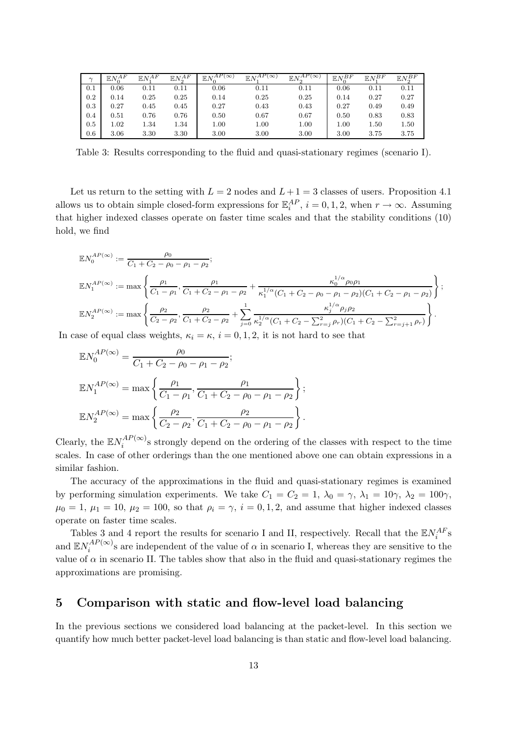| $\gamma$ | $\mathbb{E}N_0^{AF}$ | $\mathbb{E}N_1^{AF}$ | $\mathbb{E}N_2^{AF}$ | $\mathbb{E}N_0^{AP(\infty)}$ | $\mathbb{E}N_1^{AP(\infty)}$ | $\mathbb{E}N_2^{AP(\infty)}$ | $\mathbb{E}N_0^{BF}$ | $\mathbb{E}N_1^{BF}$ | $\mathbb{E}N_2^{BF}$ |
|---|---|---|---|---|---|---|---|---|---|
| 0.1 | 0.06 | 0.11 | 0.11 | 0.06 | 0.11 | 0.11 | 0.06 | 0.11 | 0.11 |
| 0.2 | 0.14 | 0.25 | 0.25 | 0.14 | 0.25 | 0.25 | 0.14 | 0.27 | 0.27 |
| 0.3 | 0.27 | 0.45 | 0.45 | 0.27 | 0.43 | 0.43 | 0.27 | 0.49 | 0.49 |
| 0.4 | 0.51 | 0.76 | 0.76 | 0.50 | 0.67 | 0.67 | 0.50 | 0.83 | 0.83 |
| 0.5 | 1.02 | 1.34 | 1.34 | 1.00 | 1.00 | 1.00 | 1.00 | 1.50 | 1.50 |
| 0.6 | 3.06 | 3.30 | 3.30 | 3.00 | 3.00 | 3.00 | 3.00 | 3.75 | 3.75 |

Table 3: Results corresponding to the fluid and quasi-stationary regimes (scenario I).

Let us return to the setting with $L = 2$ nodes and $L + 1 = 3$ classes of users. Proposition 4.1 allows us to obtain simple closed-form expressions for $\mathbb{E}_i^{AP}$, $i = 0, 1, 2$, when $r \to \infty$. Assuming that higher indexed classes operate on faster time scales and that the stability conditions (10) hold, we find

$$\mathbb{E}N_0^{AP(\infty)} := \frac{\rho_0}{C_1 + C_2 - \rho_0 - \rho_1 - \rho_2};$$

$$\mathbb{E}N_1^{AP(\infty)} := \max\left\{\frac{\rho_1}{C_1 - \rho_1}, \frac{\rho_1}{C_1 + C_2 - \rho_1 - \rho_2} + \frac{\kappa_0^{1/\alpha}\rho_0\rho_1}{\kappa_1^{1/\alpha}(C_1 + C_2 - \rho_0 - \rho_1 - \rho_2)(C_1 + C_2 - \rho_1 - \rho_2)}\right\};$$

$$\mathbb{E}N_2^{AP(\infty)} := \max\left\{\frac{\rho_2}{C_2 - \rho_2}, \frac{\rho_2}{C_1 + C_2 - \rho_2} + \sum_{j=0}^{1}\frac{\kappa_j^{1/\alpha}\rho_j\rho_2}{\kappa_2^{1/\alpha}(C_1 + C_2 - \sum_{r=j}^{2}\rho_r)(C_1 + C_2 - \sum_{r=j+1}^{2}\rho_r)}\right\}.$$

In case of equal class weights, $\kappa_i = \kappa$, $i = 0, 1, 2$, it is not hard to see that

$$\mathbb{E}N_0^{AP(\infty)} = \frac{\rho_0}{C_1 + C_2 - \rho_0 - \rho_1 - \rho_2};$$

$$\mathbb{E}N_1^{AP(\infty)} = \max\left\{\frac{\rho_1}{C_1 - \rho_1}, \frac{\rho_1}{C_1 + C_2 - \rho_0 - \rho_1 - \rho_2}\right\};$$

$$\mathbb{E}N_2^{AP(\infty)} = \max\left\{\frac{\rho_2}{C_2 - \rho_2}, \frac{\rho_2}{C_1 + C_2 - \rho_0 - \rho_1 - \rho_2}\right\}.$$

Clearly, the $\mathbb{E}N_i^{AP(\infty)}$s strongly depend on the ordering of the classes with respect to the time scales. In case of other orderings than the one mentioned above one can obtain expressions in a similar fashion.

The accuracy of the approximations in the fluid and quasi-stationary regimes is examined by performing simulation experiments. We take $C_1 = C_2 = 1$, $\lambda_0 = \gamma$, $\lambda_1 = 10\gamma$, $\lambda_2 = 100\gamma$, $\mu_0 = 1$, $\mu_1 = 10$, $\mu_2 = 100$, so that $\rho_i = \gamma$, $i = 0, 1, 2$, and assume that higher indexed classes operate on faster time scales.

Tables 3 and 4 report the results for scenario I and II, respectively. Recall that the $\mathbb{E}N_i^{AF}$s and $\mathbb{E}N_i^{AP(\infty)}$s are independent of the value of $\alpha$ in scenario I, whereas they are sensitive to the value of $\alpha$ in scenario II. The tables show that also in the fluid and quasi-stationary regimes the approximations are promising.

## 5 Comparison with static and flow-level load balancing

In the previous sections we considered load balancing at the packet-level. In this section we quantify how much better packet-level load balancing is than static and flow-level load balancing.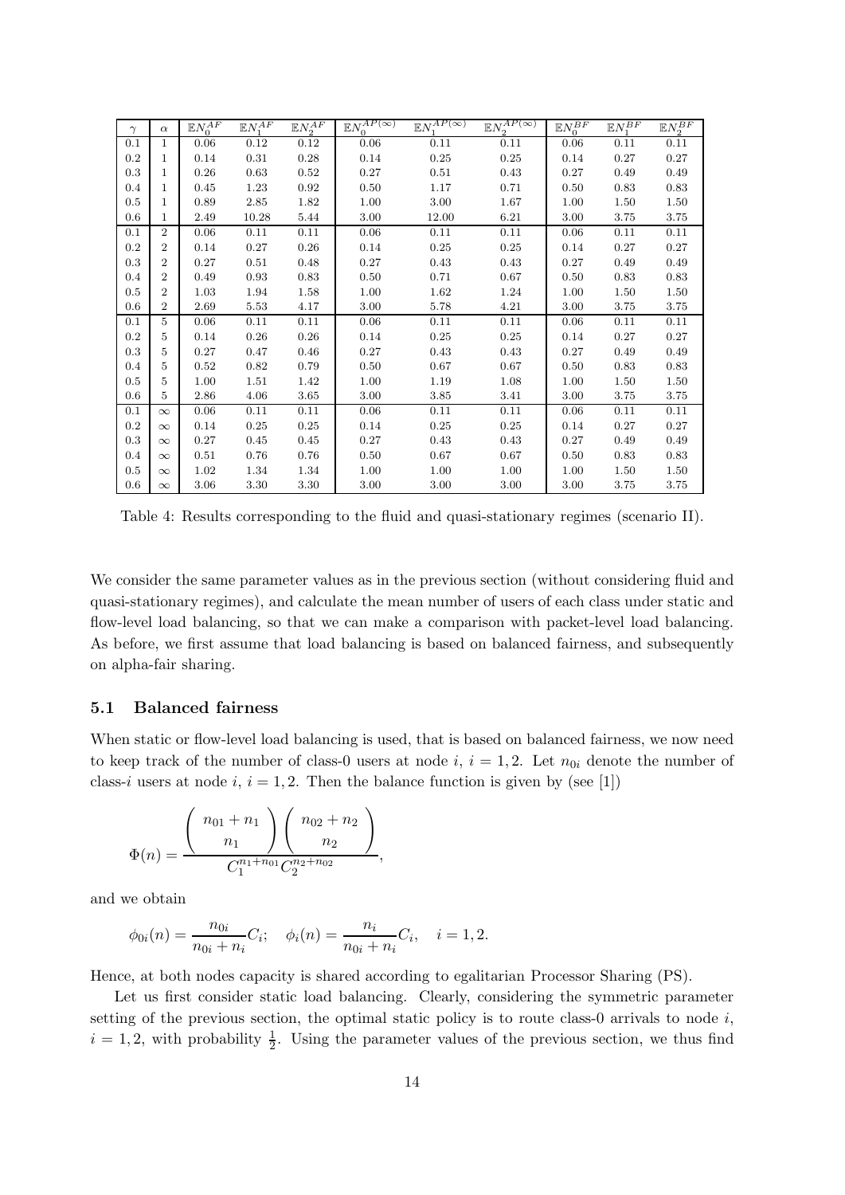| $\gamma$ | $\alpha$ | $\mathbb{E}N_0^{AF}$ | $\mathbb{E}N_1^{AF}$ | $\mathbb{E}N_2^{AF}$ | $\mathbb{E}N_0^{AP(\infty)}$ | $\mathbb{E}N_1^{AP(\infty)}$ | $\mathbb{E}N_2^{AP(\infty)}$ | $\mathbb{E}N_0^{BF}$ | $\mathbb{E}N_1^{BF}$ | $\mathbb{E}N_2^{BF}$ |
|---|---|---|---|---|---|---|---|---|---|---|
| 0.1 | 1 | 0.06 | 0.12 | 0.12 | 0.06 | 0.11 | 0.11 | 0.06 | 0.11 | 0.11 |
| 0.2 | 1 | 0.14 | 0.31 | 0.28 | 0.14 | 0.25 | 0.25 | 0.14 | 0.27 | 0.27 |
| 0.3 | 1 | 0.26 | 0.63 | 0.52 | 0.27 | 0.51 | 0.43 | 0.27 | 0.49 | 0.49 |
| 0.4 | 1 | 0.45 | 1.23 | 0.92 | 0.50 | 1.17 | 0.71 | 0.50 | 0.83 | 0.83 |
| 0.5 | 1 | 0.89 | 2.85 | 1.82 | 1.00 | 3.00 | 1.67 | 1.00 | 1.50 | 1.50 |
| 0.6 | 1 | 2.49 | 10.28 | 5.44 | 3.00 | 12.00 | 6.21 | 3.00 | 3.75 | 3.75 |
| 0.1 | 2 | 0.06 | 0.11 | 0.11 | 0.06 | 0.11 | 0.11 | 0.06 | 0.11 | 0.11 |
| 0.2 | 2 | 0.14 | 0.27 | 0.26 | 0.14 | 0.25 | 0.25 | 0.14 | 0.27 | 0.27 |
| 0.3 | 2 | 0.27 | 0.51 | 0.48 | 0.27 | 0.43 | 0.43 | 0.27 | 0.49 | 0.49 |
| 0.4 | 2 | 0.49 | 0.93 | 0.83 | 0.50 | 0.71 | 0.67 | 0.50 | 0.83 | 0.83 |
| 0.5 | 2 | 1.03 | 1.94 | 1.58 | 1.00 | 1.62 | 1.24 | 1.00 | 1.50 | 1.50 |
| 0.6 | 2 | 2.69 | 5.53 | 4.17 | 3.00 | 5.78 | 4.21 | 3.00 | 3.75 | 3.75 |
| 0.1 | 5 | 0.06 | 0.11 | 0.11 | 0.06 | 0.11 | 0.11 | 0.06 | 0.11 | 0.11 |
| 0.2 | 5 | 0.14 | 0.26 | 0.26 | 0.14 | 0.25 | 0.25 | 0.14 | 0.27 | 0.27 |
| 0.3 | 5 | 0.27 | 0.47 | 0.46 | 0.27 | 0.43 | 0.43 | 0.27 | 0.49 | 0.49 |
| 0.4 | 5 | 0.52 | 0.82 | 0.79 | 0.50 | 0.67 | 0.67 | 0.50 | 0.83 | 0.83 |
| 0.5 | 5 | 1.00 | 1.51 | 1.42 | 1.00 | 1.19 | 1.08 | 1.00 | 1.50 | 1.50 |
| 0.6 | 5 | 2.86 | 4.06 | 3.65 | 3.00 | 3.85 | 3.41 | 3.00 | 3.75 | 3.75 |
| 0.1 | $\infty$ | 0.06 | 0.11 | 0.11 | 0.06 | 0.11 | 0.11 | 0.06 | 0.11 | 0.11 |
| 0.2 | $\infty$ | 0.14 | 0.25 | 0.25 | 0.14 | 0.25 | 0.25 | 0.14 | 0.27 | 0.27 |
| 0.3 | $\infty$ | 0.27 | 0.45 | 0.45 | 0.27 | 0.43 | 0.43 | 0.27 | 0.49 | 0.49 |
| 0.4 | $\infty$ | 0.51 | 0.76 | 0.76 | 0.50 | 0.67 | 0.67 | 0.50 | 0.83 | 0.83 |
| 0.5 | $\infty$ | 1.02 | 1.34 | 1.34 | 1.00 | 1.00 | 1.00 | 1.00 | 1.50 | 1.50 |
| 0.6 | $\infty$ | 3.06 | 3.30 | 3.30 | 3.00 | 3.00 | 3.00 | 3.00 | 3.75 | 3.75 |

Table 4: Results corresponding to the fluid and quasi-stationary regimes (scenario II).

We consider the same parameter values as in the previous section (without considering fluid and quasi-stationary regimes), and calculate the mean number of users of each class under static and flow-level load balancing, so that we can make a comparison with packet-level load balancing. As before, we first assume that load balancing is based on balanced fairness, and subsequently on alpha-fair sharing.

### 5.1 Balanced fairness

When static or flow-level load balancing is used, that is based on balanced fairness, we now need to keep track of the number of class-0 users at node $i$, $i = 1, 2$. Let $n_{0i}$ denote the number of class-$i$ users at node $i$, $i = 1, 2$. Then the balance function is given by (see [1])

$$\Phi(n) = \frac{\begin{pmatrix} n_{01} + n_1 \\ n_1 \end{pmatrix} \begin{pmatrix} n_{02} + n_2 \\ n_2 \end{pmatrix}}{C_1^{n_1 + n_{01}} C_2^{n_2 + n_{02}}},$$

and we obtain

$$\phi_{0i}(n) = \frac{n_{0i}}{n_{0i} + n_i} C_i; \quad \phi_i(n) = \frac{n_i}{n_{0i} + n_i} C_i, \quad i = 1, 2.$$

Hence, at both nodes capacity is shared according to egalitarian Processor Sharing (PS).

Let us first consider static load balancing. Clearly, considering the symmetric parameter setting of the previous section, the optimal static policy is to route class-0 arrivals to node $i$, $i = 1, 2$, with probability $\frac{1}{2}$. Using the parameter values of the previous section, we thus find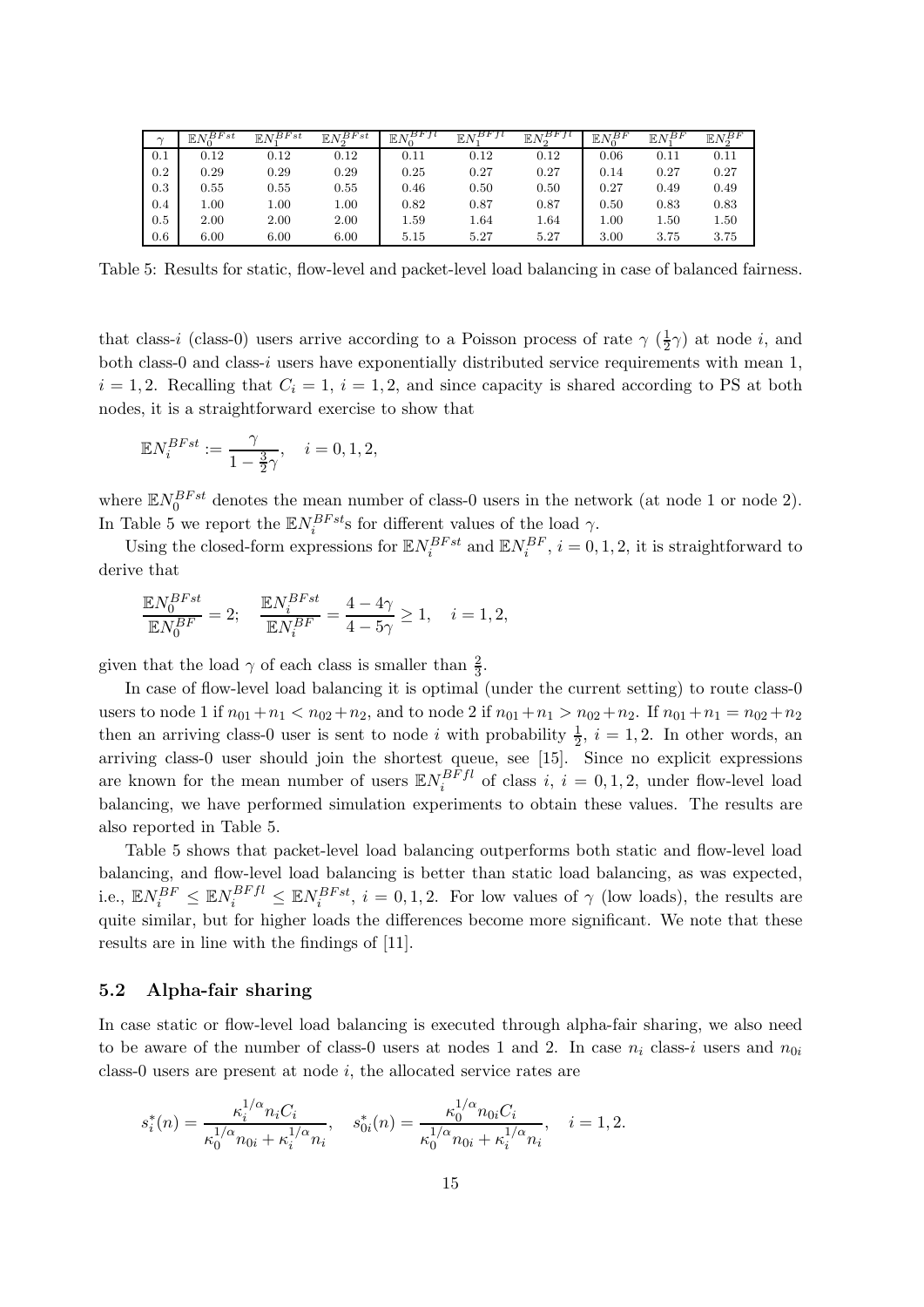| $\gamma$ | $\mathbb{E}N_0^{BFst}$ | $\mathbb{E}N_1^{BFst}$ | $\mathbb{E}N_2^{BFst}$ | $\mathbb{E}N_0^{BFfl}$ | $\mathbb{E}N_1^{BFfl}$ | $\mathbb{E}N_2^{BFfl}$ | $\mathbb{E}N_0^{BF}$ | $\mathbb{E}N_1^{BF}$ | $\mathbb{E}N_2^{BF}$ |
|---|---|---|---|---|---|---|---|---|---|
| 0.1 | 0.12 | 0.12 | 0.12 | 0.11 | 0.12 | 0.12 | 0.06 | 0.11 | 0.11 |
| 0.2 | 0.29 | 0.29 | 0.29 | 0.25 | 0.27 | 0.27 | 0.14 | 0.27 | 0.27 |
| 0.3 | 0.55 | 0.55 | 0.55 | 0.46 | 0.50 | 0.50 | 0.27 | 0.49 | 0.49 |
| 0.4 | 1.00 | 1.00 | 1.00 | 0.82 | 0.87 | 0.87 | 0.50 | 0.83 | 0.83 |
| 0.5 | 2.00 | 2.00 | 2.00 | 1.59 | 1.64 | 1.64 | 1.00 | 1.50 | 1.50 |
| 0.6 | 6.00 | 6.00 | 6.00 | 5.15 | 5.27 | 5.27 | 3.00 | 3.75 | 3.75 |

Table 5: Results for static, flow-level and packet-level load balancing in case of balanced fairness.

that class-$i$ (class-0) users arrive according to a Poisson process of rate $\gamma$ ($\frac{1}{2}\gamma$) at node $i$, and both class-0 and class-$i$ users have exponentially distributed service requirements with mean 1, $i = 1, 2$. Recalling that $C_i = 1$, $i = 1, 2$, and since capacity is shared according to PS at both nodes, it is a straightforward exercise to show that

$$\mathbb{E}N_i^{BFst} := \frac{\gamma}{1 - \frac{3}{2}\gamma}, \quad i = 0, 1, 2,$$

where $\mathbb{E}N_0^{BFst}$ denotes the mean number of class-0 users in the network (at node 1 or node 2). In Table 5 we report the $\mathbb{E}N_i^{BFst}$s for different values of the load $\gamma$.

Using the closed-form expressions for $\mathbb{E}N_i^{BFst}$ and $\mathbb{E}N_i^{BF}$, $i = 0, 1, 2$, it is straightforward to derive that

$$\frac{\mathbb{E}N_0^{BFst}}{\mathbb{E}N_0^{BF}} = 2; \quad \frac{\mathbb{E}N_i^{BFst}}{\mathbb{E}N_i^{BF}} = \frac{4 - 4\gamma}{4 - 5\gamma} \geq 1, \quad i = 1, 2,$$

given that the load $\gamma$ of each class is smaller than $\frac{2}{3}$.

In case of flow-level load balancing it is optimal (under the current setting) to route class-0 users to node 1 if $n_{01} + n_1 < n_{02} + n_2$, and to node 2 if $n_{01} + n_1 > n_{02} + n_2$. If $n_{01} + n_1 = n_{02} + n_2$ then an arriving class-0 user is sent to node $i$ with probability $\frac{1}{2}$, $i = 1, 2$. In other words, an arriving class-0 user should join the shortest queue, see [15]. Since no explicit expressions are known for the mean number of users $\mathbb{E}N_i^{BFfl}$ of class $i$, $i = 0, 1, 2$, under flow-level load balancing, we have performed simulation experiments to obtain these values. The results are also reported in Table 5.

Table 5 shows that packet-level load balancing outperforms both static and flow-level load balancing, and flow-level load balancing is better than static load balancing, as was expected, i.e., $\mathbb{E}N_i^{BF} \leq \mathbb{E}N_i^{BFfl} \leq \mathbb{E}N_i^{BFst}$, $i = 0, 1, 2$. For low values of $\gamma$ (low loads), the results are quite similar, but for higher loads the differences become more significant. We note that these results are in line with the findings of [11].

### 5.2 Alpha-fair sharing

In case static or flow-level load balancing is executed through alpha-fair sharing, we also need to be aware of the number of class-0 users at nodes 1 and 2. In case $n_i$ class-$i$ users and $n_{0i}$ class-0 users are present at node $i$, the allocated service rates are

$$s_i^*(n) = \frac{\kappa_i^{1/\alpha} n_i C_i}{\kappa_0^{1/\alpha} n_{0i} + \kappa_i^{1/\alpha} n_i}, \quad s_{0i}^*(n) = \frac{\kappa_0^{1/\alpha} n_{0i} C_i}{\kappa_0^{1/\alpha} n_{0i} + \kappa_i^{1/\alpha} n_i}, \quad i = 1, 2.$$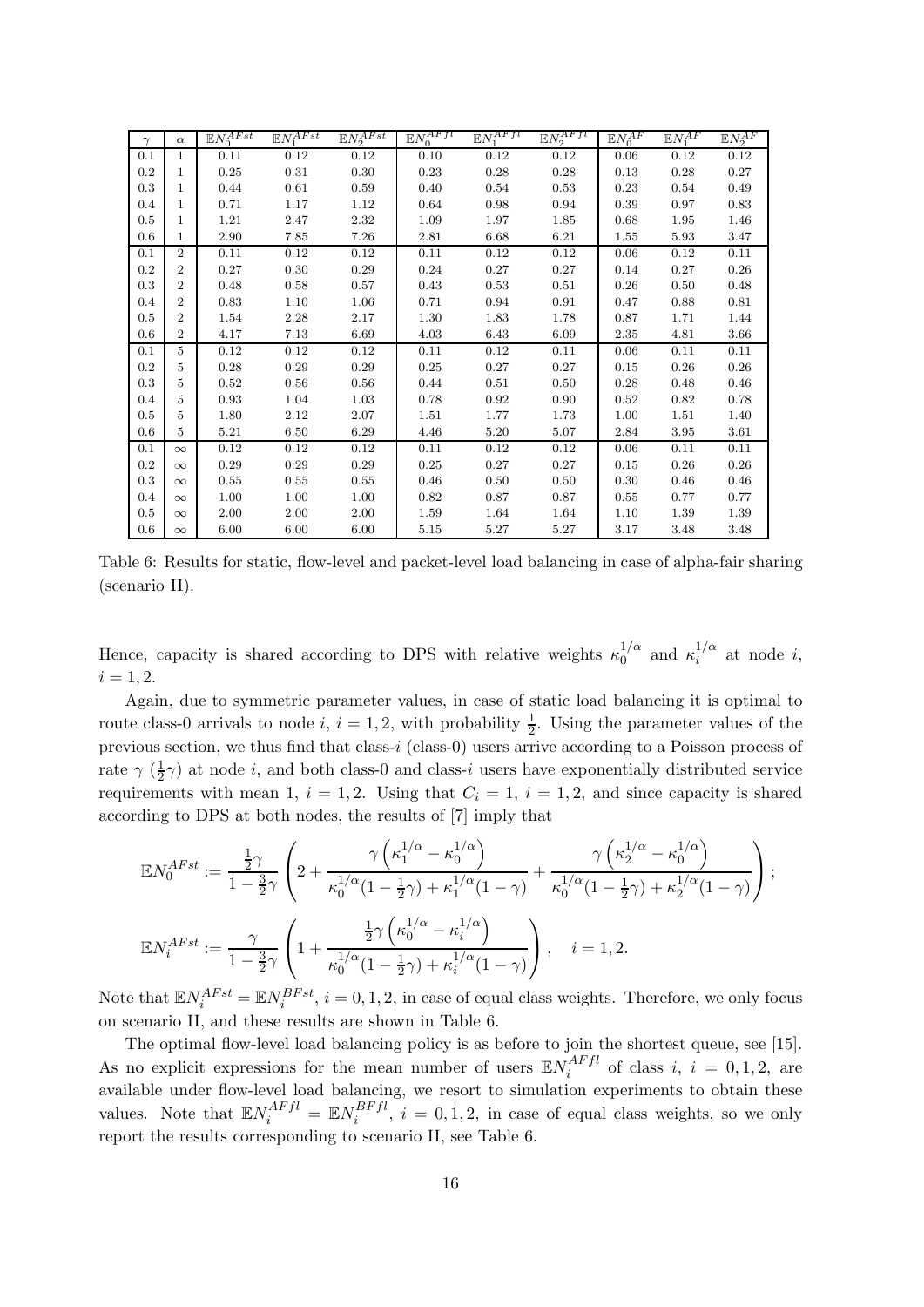| $\gamma$ | $\alpha$ | $\mathbb{E}N_0^{AFst}$ | $\mathbb{E}N_1^{AFst}$ | $\mathbb{E}N_2^{AFst}$ | $\mathbb{E}N_0^{AFfl}$ | $\mathbb{E}N_1^{AFfl}$ | $\mathbb{E}N_2^{AFfl}$ | $\mathbb{E}N_0^{AF}$ | $\mathbb{E}N_1^{AF}$ | $\mathbb{E}N_2^{AF}$ |
|---|---|---|---|---|---|---|---|---|---|---|
| 0.1 | 1 | 0.11 | 0.12 | 0.12 | 0.10 | 0.12 | 0.12 | 0.06 | 0.12 | 0.12 |
| 0.2 | 1 | 0.25 | 0.31 | 0.30 | 0.23 | 0.28 | 0.28 | 0.13 | 0.28 | 0.27 |
| 0.3 | 1 | 0.44 | 0.61 | 0.59 | 0.40 | 0.54 | 0.53 | 0.23 | 0.54 | 0.49 |
| 0.4 | 1 | 0.71 | 1.17 | 1.12 | 0.64 | 0.98 | 0.94 | 0.39 | 0.97 | 0.83 |
| 0.5 | 1 | 1.21 | 2.47 | 2.32 | 1.09 | 1.97 | 1.85 | 0.68 | 1.95 | 1.46 |
| 0.6 | 1 | 2.90 | 7.85 | 7.26 | 2.81 | 6.68 | 6.21 | 1.55 | 5.93 | 3.47 |
| 0.1 | 2 | 0.11 | 0.12 | 0.12 | 0.11 | 0.12 | 0.12 | 0.06 | 0.12 | 0.11 |
| 0.2 | 2 | 0.27 | 0.30 | 0.29 | 0.24 | 0.27 | 0.27 | 0.14 | 0.27 | 0.26 |
| 0.3 | 2 | 0.48 | 0.58 | 0.57 | 0.43 | 0.53 | 0.51 | 0.26 | 0.50 | 0.48 |
| 0.4 | 2 | 0.83 | 1.10 | 1.06 | 0.71 | 0.94 | 0.91 | 0.47 | 0.88 | 0.81 |
| 0.5 | 2 | 1.54 | 2.28 | 2.17 | 1.30 | 1.83 | 1.78 | 0.87 | 1.71 | 1.44 |
| 0.6 | 2 | 4.17 | 7.13 | 6.69 | 4.03 | 6.43 | 6.09 | 2.35 | 4.81 | 3.66 |
| 0.1 | 5 | 0.12 | 0.12 | 0.12 | 0.11 | 0.12 | 0.11 | 0.06 | 0.11 | 0.11 |
| 0.2 | 5 | 0.28 | 0.29 | 0.29 | 0.25 | 0.27 | 0.27 | 0.15 | 0.26 | 0.26 |
| 0.3 | 5 | 0.52 | 0.56 | 0.56 | 0.44 | 0.51 | 0.50 | 0.28 | 0.48 | 0.46 |
| 0.4 | 5 | 0.93 | 1.04 | 1.03 | 0.78 | 0.92 | 0.90 | 0.52 | 0.82 | 0.78 |
| 0.5 | 5 | 1.80 | 2.12 | 2.07 | 1.51 | 1.77 | 1.73 | 1.00 | 1.51 | 1.40 |
| 0.6 | 5 | 5.21 | 6.50 | 6.29 | 4.46 | 5.20 | 5.07 | 2.84 | 3.95 | 3.61 |
| 0.1 | $\infty$ | 0.12 | 0.12 | 0.12 | 0.11 | 0.12 | 0.12 | 0.06 | 0.11 | 0.11 |
| 0.2 | $\infty$ | 0.29 | 0.29 | 0.29 | 0.25 | 0.27 | 0.27 | 0.15 | 0.26 | 0.26 |
| 0.3 | $\infty$ | 0.55 | 0.55 | 0.55 | 0.46 | 0.50 | 0.50 | 0.30 | 0.46 | 0.46 |
| 0.4 | $\infty$ | 1.00 | 1.00 | 1.00 | 0.82 | 0.87 | 0.87 | 0.55 | 0.77 | 0.77 |
| 0.5 | $\infty$ | 2.00 | 2.00 | 2.00 | 1.59 | 1.64 | 1.64 | 1.10 | 1.39 | 1.39 |
| 0.6 | $\infty$ | 6.00 | 6.00 | 6.00 | 5.15 | 5.27 | 5.27 | 3.17 | 3.48 | 3.48 |

Table 6: Results for static, flow-level and packet-level load balancing in case of alpha-fair sharing (scenario II).

Hence, capacity is shared according to DPS with relative weights $\kappa_0^{1/\alpha}$ and $\kappa_i^{1/\alpha}$ at node $i$, $i = 1, 2$.

Again, due to symmetric parameter values, in case of static load balancing it is optimal to route class-0 arrivals to node $i$, $i = 1, 2$, with probability $\frac{1}{2}$. Using the parameter values of the previous section, we thus find that class-$i$ (class-0) users arrive according to a Poisson process of rate $\gamma$ ($\frac{1}{2}\gamma$) at node $i$, and both class-0 and class-$i$ users have exponentially distributed service requirements with mean 1, $i = 1, 2$. Using that $C_i = 1$, $i = 1, 2$, and since capacity is shared according to DPS at both nodes, the results of [7] imply that

$$\mathbb{E}N_0^{AFst} := \frac{\frac{1}{2}\gamma}{1-\frac{3}{2}\gamma}\left(2 + \frac{\gamma\left(\kappa_1^{1/\alpha} - \kappa_0^{1/\alpha}\right)}{\kappa_0^{1/\alpha}(1-\frac{1}{2}\gamma) + \kappa_1^{1/\alpha}(1-\gamma)} + \frac{\gamma\left(\kappa_2^{1/\alpha} - \kappa_0^{1/\alpha}\right)}{\kappa_0^{1/\alpha}(1-\frac{1}{2}\gamma) + \kappa_2^{1/\alpha}(1-\gamma)}\right);$$

$$\mathbb{E}N_i^{AFst} := \frac{\gamma}{1-\frac{3}{2}\gamma}\left(1 + \frac{\frac{1}{2}\gamma\left(\kappa_0^{1/\alpha} - \kappa_i^{1/\alpha}\right)}{\kappa_0^{1/\alpha}(1-\frac{1}{2}\gamma) + \kappa_i^{1/\alpha}(1-\gamma)}\right), \quad i = 1, 2.$$

Note that $\mathbb{E}N_i^{AFst} = \mathbb{E}N_i^{BFst}$, $i = 0, 1, 2$, in case of equal class weights. Therefore, we only focus on scenario II, and these results are shown in Table 6.

The optimal flow-level load balancing policy is as before to join the shortest queue, see [15]. As no explicit expressions for the mean number of users $\mathbb{E}N_i^{AFfl}$ of class $i$, $i = 0, 1, 2$, are available under flow-level load balancing, we resort to simulation experiments to obtain these values. Note that $\mathbb{E}N_i^{AFfl} = \mathbb{E}N_i^{BFfl}$, $i = 0, 1, 2$, in case of equal class weights, so we only report the results corresponding to scenario II, see Table 6.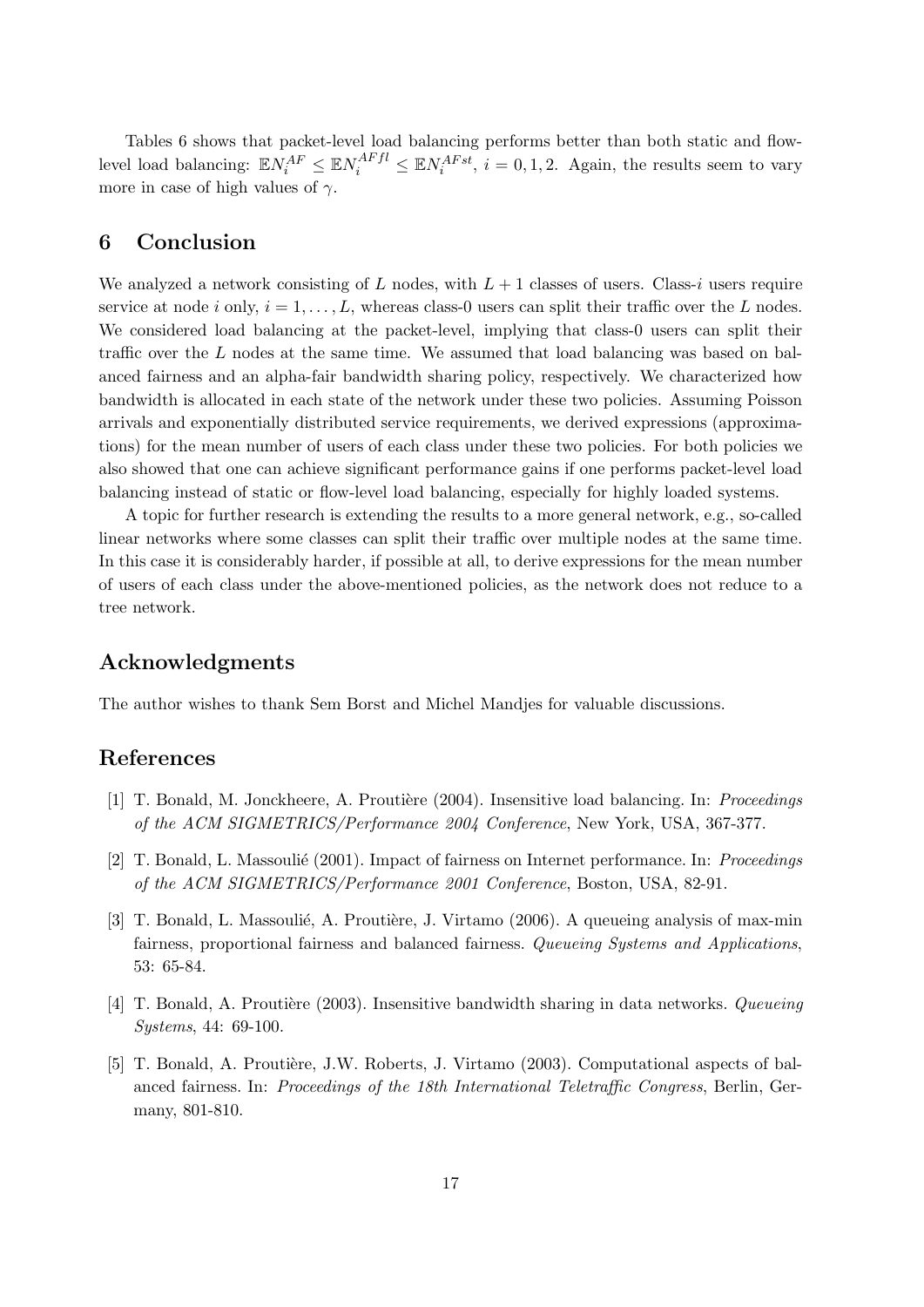Tables 6 shows that packet-level load balancing performs better than both static and flow-level load balancing: $\mathbb{E}N_i^{AF} \leq \mathbb{E}N_i^{AFfl} \leq \mathbb{E}N_i^{AFst}$, $i = 0, 1, 2$. Again, the results seem to vary more in case of high values of $\gamma$.

## 6 Conclusion

We analyzed a network consisting of $L$ nodes, with $L + 1$ classes of users. Class-$i$ users require service at node $i$ only, $i = 1, \ldots, L$, whereas class-0 users can split their traffic over the $L$ nodes. We considered load balancing at the packet-level, implying that class-0 users can split their traffic over the $L$ nodes at the same time. We assumed that load balancing was based on balanced fairness and an alpha-fair bandwidth sharing policy, respectively. We characterized how bandwidth is allocated in each state of the network under these two policies. Assuming Poisson arrivals and exponentially distributed service requirements, we derived expressions (approximations) for the mean number of users of each class under these two policies. For both policies we also showed that one can achieve significant performance gains if one performs packet-level load balancing instead of static or flow-level load balancing, especially for highly loaded systems.

A topic for further research is extending the results to a more general network, e.g., so-called linear networks where some classes can split their traffic over multiple nodes at the same time. In this case it is considerably harder, if possible at all, to derive expressions for the mean number of users of each class under the above-mentioned policies, as the network does not reduce to a tree network.

## Acknowledgments

The author wishes to thank Sem Borst and Michel Mandjes for valuable discussions.

## References

[1] T. Bonald, M. Jonckheere, A. Proutière (2004). Insensitive load balancing. In: *Proceedings of the ACM SIGMETRICS/Performance 2004 Conference*, New York, USA, 367-377.

[2] T. Bonald, L. Massoulié (2001). Impact of fairness on Internet performance. In: *Proceedings of the ACM SIGMETRICS/Performance 2001 Conference*, Boston, USA, 82-91.

[3] T. Bonald, L. Massoulié, A. Proutière, J. Virtamo (2006). A queueing analysis of max-min fairness, proportional fairness and balanced fairness. *Queueing Systems and Applications*, 53: 65-84.

[4] T. Bonald, A. Proutière (2003). Insensitive bandwidth sharing in data networks. *Queueing Systems*, 44: 69-100.

[5] T. Bonald, A. Proutière, J.W. Roberts, J. Virtamo (2003). Computational aspects of balanced fairness. In: *Proceedings of the 18th International Teletraffic Congress*, Berlin, Germany, 801-810.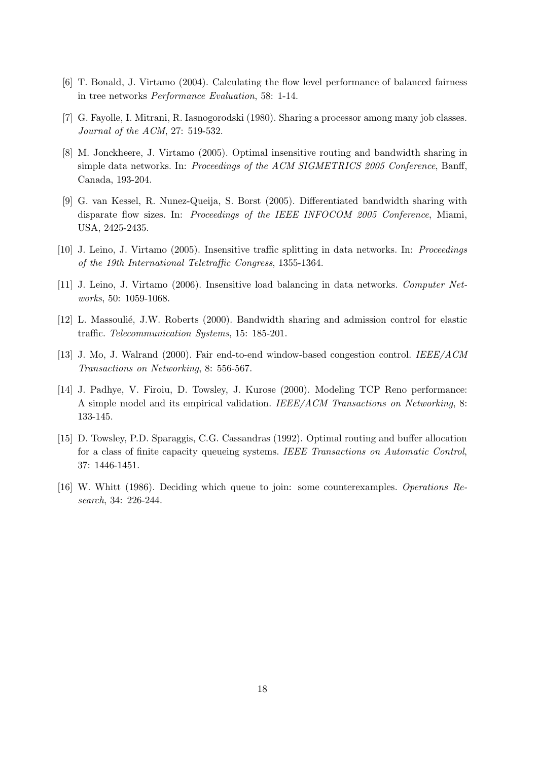[6] T. Bonald, J. Virtamo (2004). Calculating the flow level performance of balanced fairness in tree networks *Performance Evaluation*, 58: 1-14.

[7] G. Fayolle, I. Mitrani, R. Iasnogorodski (1980). Sharing a processor among many job classes. *Journal of the ACM*, 27: 519-532.

[8] M. Jonckheere, J. Virtamo (2005). Optimal insensitive routing and bandwidth sharing in simple data networks. In: *Proceedings of the ACM SIGMETRICS 2005 Conference*, Banff, Canada, 193-204.

[9] G. van Kessel, R. Nunez-Queija, S. Borst (2005). Differentiated bandwidth sharing with disparate flow sizes. In: *Proceedings of the IEEE INFOCOM 2005 Conference*, Miami, USA, 2425-2435.

[10] J. Leino, J. Virtamo (2005). Insensitive traffic splitting in data networks. In: *Proceedings of the 19th International Teletraffic Congress*, 1355-1364.

[11] J. Leino, J. Virtamo (2006). Insensitive load balancing in data networks. *Computer Networks*, 50: 1059-1068.

[12] L. Massoulié, J.W. Roberts (2000). Bandwidth sharing and admission control for elastic traffic. *Telecommunication Systems*, 15: 185-201.

[13] J. Mo, J. Walrand (2000). Fair end-to-end window-based congestion control. *IEEE/ACM Transactions on Networking*, 8: 556-567.

[14] J. Padhye, V. Firoiu, D. Towsley, J. Kurose (2000). Modeling TCP Reno performance: A simple model and its empirical validation. *IEEE/ACM Transactions on Networking*, 8: 133-145.

[15] D. Towsley, P.D. Sparaggis, C.G. Cassandras (1992). Optimal routing and buffer allocation for a class of finite capacity queueing systems. *IEEE Transactions on Automatic Control*, 37: 1446-1451.

[16] W. Whitt (1986). Deciding which queue to join: some counterexamples. *Operations Research*, 34: 226-244.